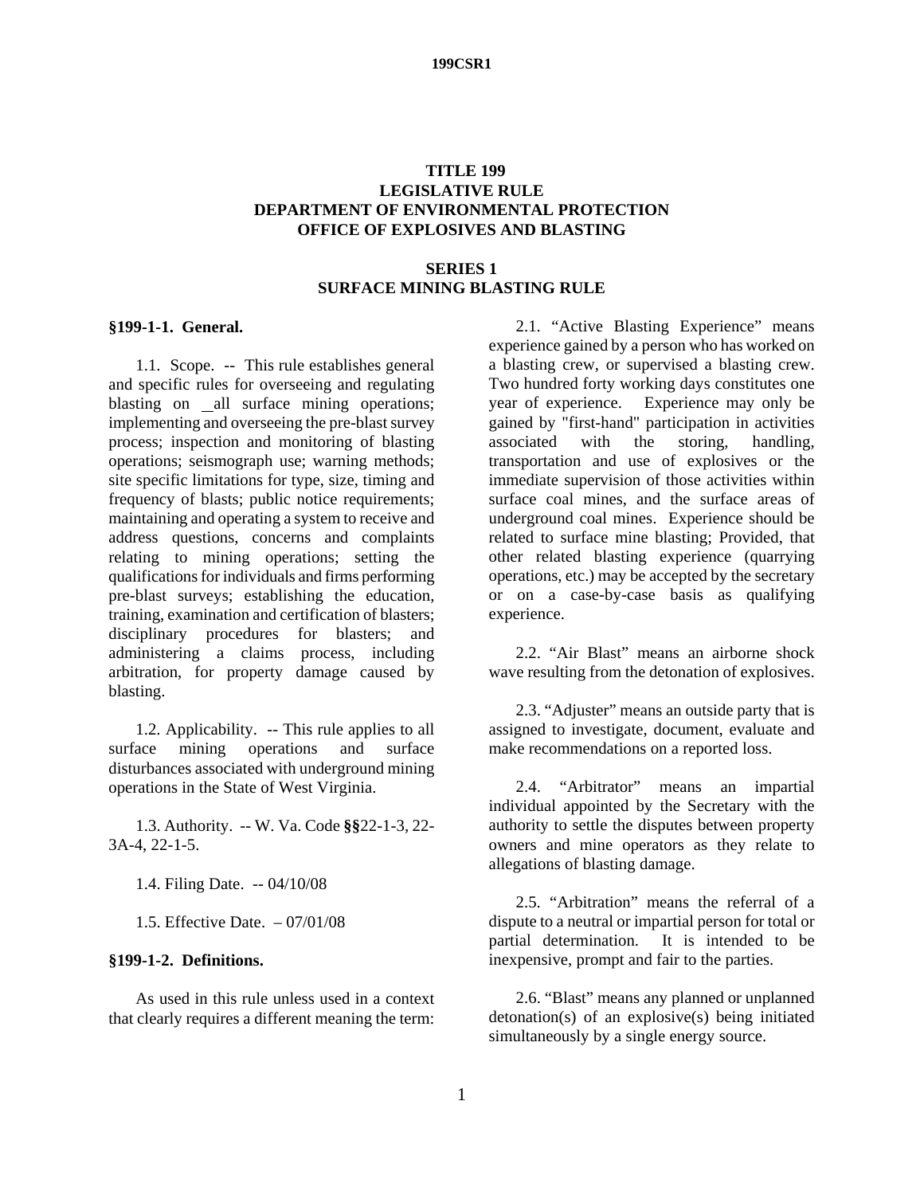# TITLE 199
# LEGISLATIVE RULE
# DEPARTMENT OF ENVIRONMENTAL PROTECTION
# OFFICE OF EXPLOSIVES AND BLASTING

## SERIES 1
## SURFACE MINING BLASTING RULE

**§199-1-1. General.**

1.1. Scope. -- This rule establishes general and specific rules for overseeing and regulating blasting on all surface mining operations; implementing and overseeing the pre-blast survey process; inspection and monitoring of blasting operations; seismograph use; warning methods; site specific limitations for type, size, timing and frequency of blasts; public notice requirements; maintaining and operating a system to receive and address questions, concerns and complaints relating to mining operations; setting the qualifications for individuals and firms performing pre-blast surveys; establishing the education, training, examination and certification of blasters; disciplinary procedures for blasters; and administering a claims process, including arbitration, for property damage caused by blasting.

1.2. Applicability. -- This rule applies to all surface mining operations and surface disturbances associated with underground mining operations in the State of West Virginia.

1.3. Authority. -- W. Va. Code **§§**22-1-3, 22-3A-4, 22-1-5.

1.4. Filing Date. -- 04/10/08

1.5. Effective Date. – 07/01/08

**§199-1-2. Definitions.**

As used in this rule unless used in a context that clearly requires a different meaning the term:

2.1. "Active Blasting Experience" means experience gained by a person who has worked on a blasting crew, or supervised a blasting crew. Two hundred forty working days constitutes one year of experience. Experience may only be gained by "first-hand" participation in activities associated with the storing, handling, transportation and use of explosives or the immediate supervision of those activities within surface coal mines, and the surface areas of underground coal mines. Experience should be related to surface mine blasting; Provided, that other related blasting experience (quarrying operations, etc.) may be accepted by the secretary or on a case-by-case basis as qualifying experience.

2.2. "Air Blast" means an airborne shock wave resulting from the detonation of explosives.

2.3. "Adjuster" means an outside party that is assigned to investigate, document, evaluate and make recommendations on a reported loss.

2.4. "Arbitrator" means an impartial individual appointed by the Secretary with the authority to settle the disputes between property owners and mine operators as they relate to allegations of blasting damage.

2.5. "Arbitration" means the referral of a dispute to a neutral or impartial person for total or partial determination. It is intended to be inexpensive, prompt and fair to the parties.

2.6. "Blast" means any planned or unplanned detonation(s) of an explosive(s) being initiated simultaneously by a single energy source.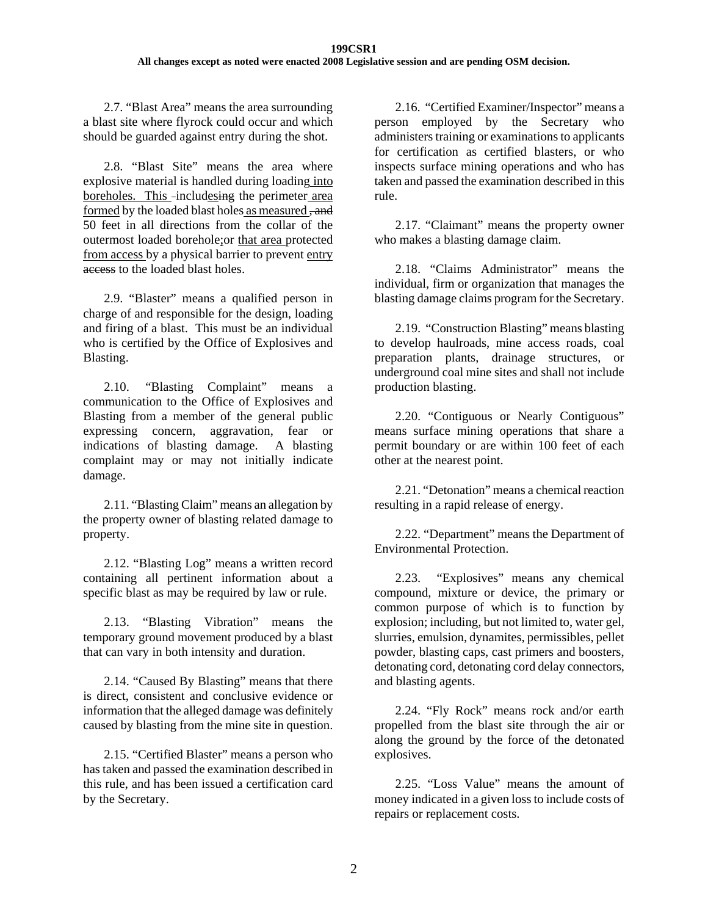2.7. "Blast Area" means the area surrounding a blast site where flyrock could occur and which should be guarded against entry during the shot.

2.8. "Blast Site" means the area where explosive material is handled during loading into boreholes. This includes the perimeter area formed by the loaded blast holes as measured 50 feet in all directions from the collar of the outermost loaded borehole or that area protected from access by a physical barrier to prevent entry to the loaded blast holes.

2.9. "Blaster" means a qualified person in charge of and responsible for the design, loading and firing of a blast. This must be an individual who is certified by the Office of Explosives and Blasting.

2.10. "Blasting Complaint" means a communication to the Office of Explosives and Blasting from a member of the general public expressing concern, aggravation, fear or indications of blasting damage. A blasting complaint may or may not initially indicate damage.

2.11. "Blasting Claim" means an allegation by the property owner of blasting related damage to property.

2.12. "Blasting Log" means a written record containing all pertinent information about a specific blast as may be required by law or rule.

2.13. "Blasting Vibration" means the temporary ground movement produced by a blast that can vary in both intensity and duration.

2.14. "Caused By Blasting" means that there is direct, consistent and conclusive evidence or information that the alleged damage was definitely caused by blasting from the mine site in question.

2.15. "Certified Blaster" means a person who has taken and passed the examination described in this rule, and has been issued a certification card by the Secretary.

2.16. "Certified Examiner/Inspector" means a person employed by the Secretary who administers training or examinations to applicants for certification as certified blasters, or who inspects surface mining operations and who has taken and passed the examination described in this rule.

2.17. "Claimant" means the property owner who makes a blasting damage claim.

2.18. "Claims Administrator" means the individual, firm or organization that manages the blasting damage claims program for the Secretary.

2.19. "Construction Blasting" means blasting to develop haulroads, mine access roads, coal preparation plants, drainage structures, or underground coal mine sites and shall not include production blasting.

2.20. "Contiguous or Nearly Contiguous" means surface mining operations that share a permit boundary or are within 100 feet of each other at the nearest point.

2.21. "Detonation" means a chemical reaction resulting in a rapid release of energy.

2.22. "Department" means the Department of Environmental Protection.

2.23. "Explosives" means any chemical compound, mixture or device, the primary or common purpose of which is to function by explosion; including, but not limited to, water gel, slurries, emulsion, dynamites, permissibles, pellet powder, blasting caps, cast primers and boosters, detonating cord, detonating cord delay connectors, and blasting agents.

2.24. "Fly Rock" means rock and/or earth propelled from the blast site through the air or along the ground by the force of the detonated explosives.

2.25. "Loss Value" means the amount of money indicated in a given loss to include costs of repairs or replacement costs.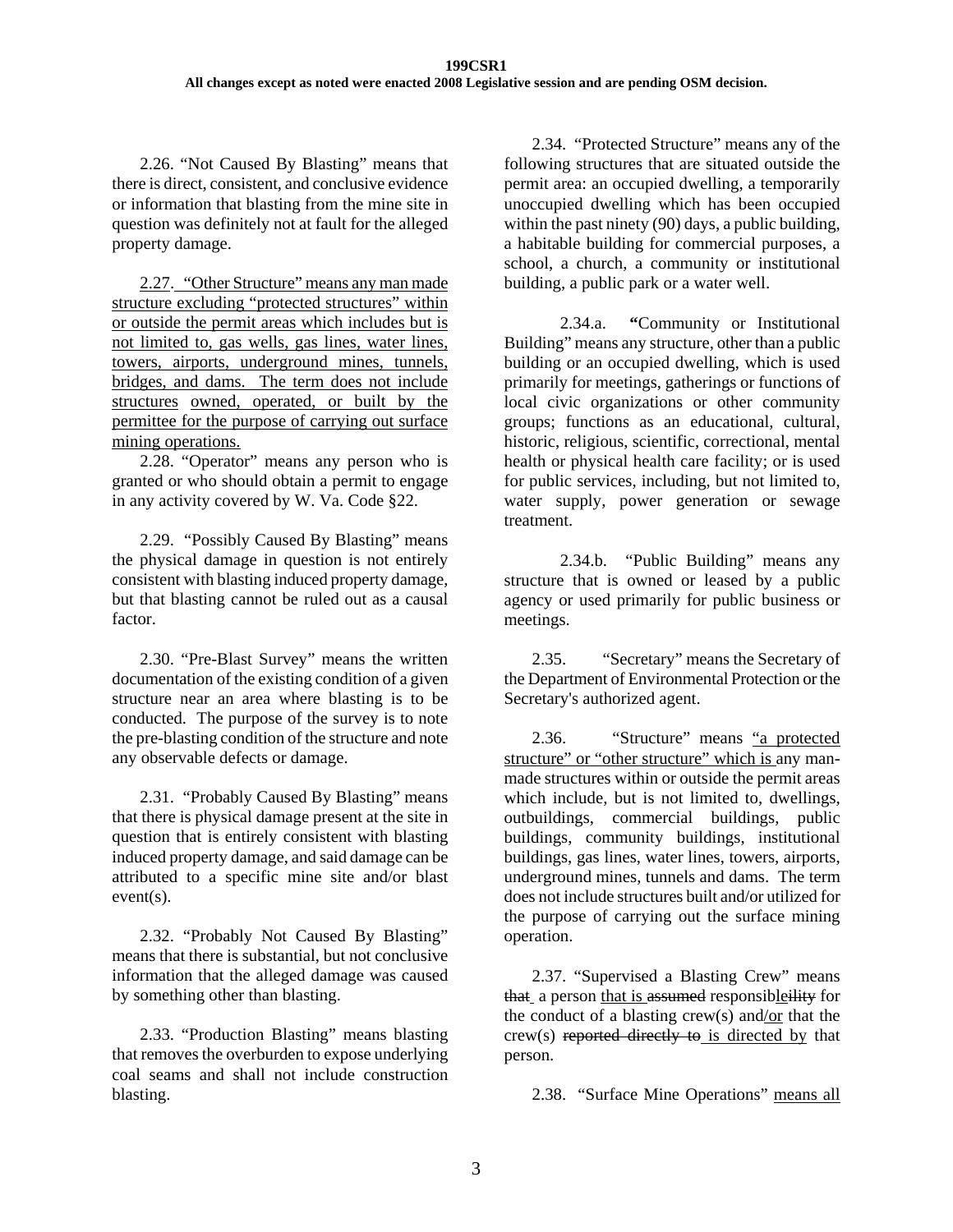2.26. "Not Caused By Blasting" means that there is direct, consistent, and conclusive evidence or information that blasting from the mine site in question was definitely not at fault for the alleged property damage.

2.27. "Other Structure" means any man made structure excluding "protected structures" within or outside the permit areas which includes but is not limited to, gas wells, gas lines, water lines, towers, airports, underground mines, tunnels, bridges, and dams. The term does not include structures owned, operated, or built by the permittee for the purpose of carrying out surface mining operations.

2.28. "Operator" means any person who is granted or who should obtain a permit to engage in any activity covered by W. Va. Code §22.

2.29. "Possibly Caused By Blasting" means the physical damage in question is not entirely consistent with blasting induced property damage, but that blasting cannot be ruled out as a causal factor.

2.30. "Pre-Blast Survey" means the written documentation of the existing condition of a given structure near an area where blasting is to be conducted. The purpose of the survey is to note the pre-blasting condition of the structure and note any observable defects or damage.

2.31. "Probably Caused By Blasting" means that there is physical damage present at the site in question that is entirely consistent with blasting induced property damage, and said damage can be attributed to a specific mine site and/or blast event(s).

2.32. "Probably Not Caused By Blasting" means that there is substantial, but not conclusive information that the alleged damage was caused by something other than blasting.

2.33. "Production Blasting" means blasting that removes the overburden to expose underlying coal seams and shall not include construction blasting.

2.34. "Protected Structure" means any of the following structures that are situated outside the permit area: an occupied dwelling, a temporarily unoccupied dwelling which has been occupied within the past ninety (90) days, a public building, a habitable building for commercial purposes, a school, a church, a community or institutional building, a public park or a water well.

2.34.a. "Community or Institutional Building" means any structure, other than a public building or an occupied dwelling, which is used primarily for meetings, gatherings or functions of local civic organizations or other community groups; functions as an educational, cultural, historic, religious, scientific, correctional, mental health or physical health care facility; or is used for public services, including, but not limited to, water supply, power generation or sewage treatment.

2.34.b. "Public Building" means any structure that is owned or leased by a public agency or used primarily for public business or meetings.

2.35. "Secretary" means the Secretary of the Department of Environmental Protection or the Secretary's authorized agent.

2.36. "Structure" means "a protected structure" or "other structure" which is any man-made structures within or outside the permit areas which include, but is not limited to, dwellings, outbuildings, commercial buildings, public buildings, community buildings, institutional buildings, gas lines, water lines, towers, airports, underground mines, tunnels and dams. The term does not include structures built and/or utilized for the purpose of carrying out the surface mining operation.

2.37. "Supervised a Blasting Crew" means ~~that~~ a person that is ~~assumed~~ responsibleility for the conduct of a blasting crew(s) and/or that the crew(s) ~~reported directly to~~ is directed by that person.

2.38. "Surface Mine Operations" means all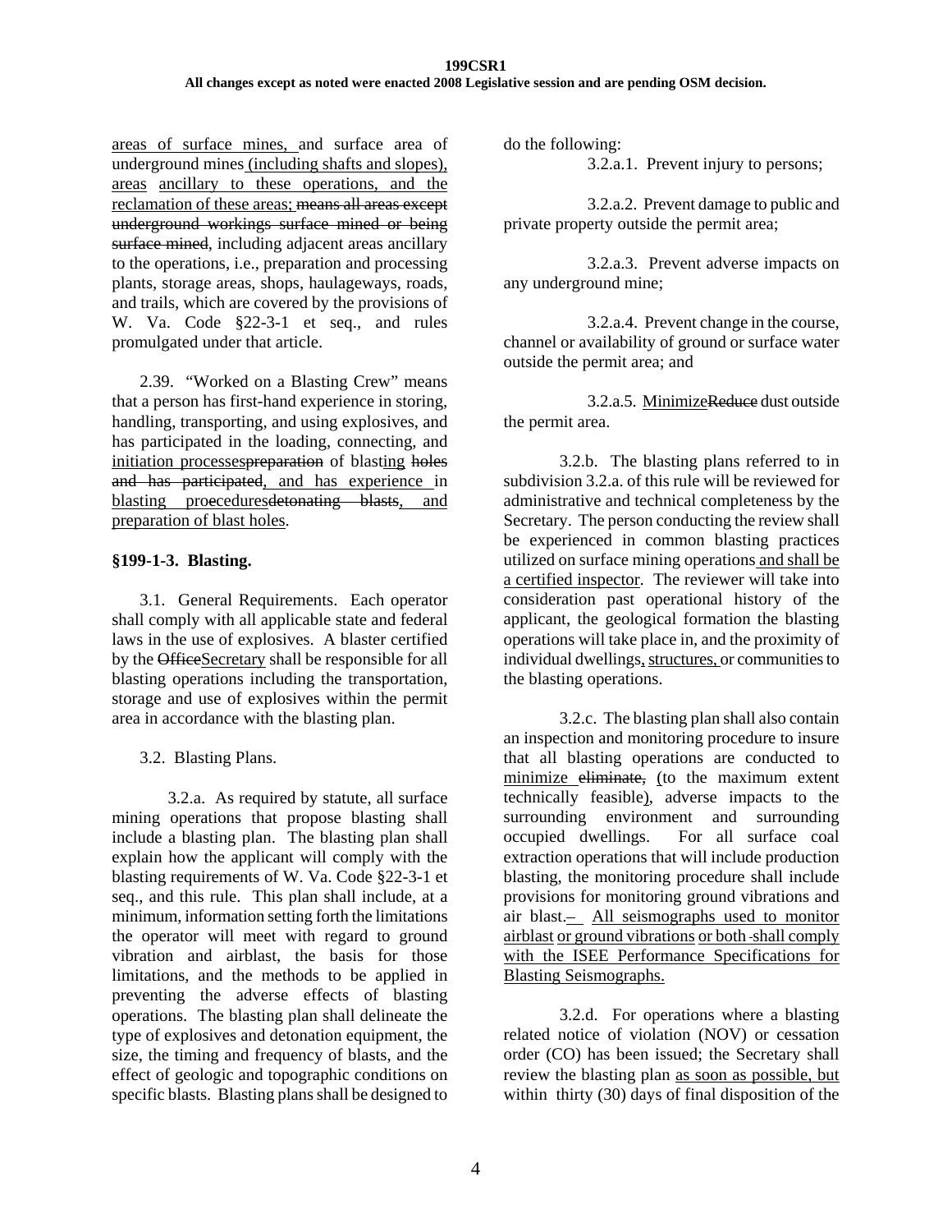<u>areas of surface mines,</u> and surface area of underground mines<u> (including shafts and slopes), areas ancillary to these operations, and the reclamation of these areas;</u> ~~means all areas except underground workings surface mined or being surface mined~~, including adjacent areas ancillary to the operations, i.e., preparation and processing plants, storage areas, shops, haulageways, roads, and trails, which are covered by the provisions of W. Va. Code §22-3-1 et seq., and rules promulgated under that article.

2.39. "Worked on a Blasting Crew" means that a person has first-hand experience in storing, handling, transporting, and using explosives, and has participated in the loading, connecting, and <u>initiation processes</u>~~preparation~~ of blast<u>ing</u> ~~holes and has participated~~<u>, and has experience</u> in <u>blasting proecedures</u>~~detonating blasts~~<u>, and preparation of blast holes</u>.

### §199-1-3. Blasting.

3.1. General Requirements. Each operator shall comply with all applicable state and federal laws in the use of explosives. A blaster certified by the ~~Office~~<u>Secretary</u> shall be responsible for all blasting operations including the transportation, storage and use of explosives within the permit area in accordance with the blasting plan.

3.2. Blasting Plans.

3.2.a. As required by statute, all surface mining operations that propose blasting shall include a blasting plan. The blasting plan shall explain how the applicant will comply with the blasting requirements of W. Va. Code §22-3-1 et seq., and this rule. This plan shall include, at a minimum, information setting forth the limitations the operator will meet with regard to ground vibration and airblast, the basis for those limitations, and the methods to be applied in preventing the adverse effects of blasting operations. The blasting plan shall delineate the type of explosives and detonation equipment, the size, the timing and frequency of blasts, and the effect of geologic and topographic conditions on specific blasts. Blasting plans shall be designed to do the following:

3.2.a.1. Prevent injury to persons;

3.2.a.2. Prevent damage to public and private property outside the permit area;

3.2.a.3. Prevent adverse impacts on any underground mine;

3.2.a.4. Prevent change in the course, channel or availability of ground or surface water outside the permit area; and

3.2.a.5. <u>Minimize</u>~~Reduce~~ dust outside the permit area.

3.2.b. The blasting plans referred to in subdivision 3.2.a. of this rule will be reviewed for administrative and technical completeness by the Secretary. The person conducting the review shall be experienced in common blasting practices utilized on surface mining operations<u> and shall be a certified inspector</u>. The reviewer will take into consideration past operational history of the applicant, the geological formation the blasting operations will take place in, and the proximity of individual dwellings<u>, structures,</u> or communities to the blasting operations.

3.2.c. The blasting plan shall also contain an inspection and monitoring procedure to insure that all blasting operations are conducted to <u>minimize</u> ~~eliminate,~~ <u>(</u>to the maximum extent technically feasible<u>)</u>, adverse impacts to the surrounding environment and surrounding occupied dwellings. For all surface coal extraction operations that will include production blasting, the monitoring procedure shall include provisions for monitoring ground vibrations and air blast. <u>All seismographs used to monitor airblast or ground vibrations or both shall comply with the ISEE Performance Specifications for Blasting Seismographs.</u>

3.2.d. For operations where a blasting related notice of violation (NOV) or cessation order (CO) has been issued; the Secretary shall review the blasting plan <u>as soon as possible, but</u> within thirty (30) days of final disposition of the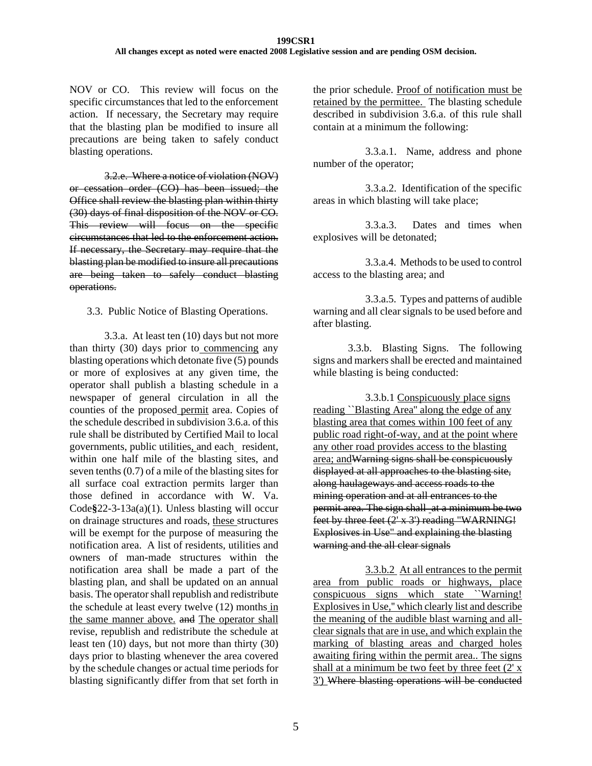NOV or CO. This review will focus on the specific circumstances that led to the enforcement action. If necessary, the Secretary may require that the blasting plan be modified to insure all precautions are being taken to safely conduct blasting operations.

~~3.2.e. Where a notice of violation (NOV) or cessation order (CO) has been issued; the Office shall review the blasting plan within thirty (30) days of final disposition of the NOV or CO. This review will focus on the specific circumstances that led to the enforcement action. If necessary, the Secretary may require that the blasting plan be modified to insure all precautions are being taken to safely conduct blasting operations.~~

3.3. Public Notice of Blasting Operations.

3.3.a. At least ten (10) days but not more than thirty (30) days prior to commencing any blasting operations which detonate five (5) pounds or more of explosives at any given time, the operator shall publish a blasting schedule in a newspaper of general circulation in all the counties of the proposed permit area. Copies of the schedule described in subdivision 3.6.a. of this rule shall be distributed by Certified Mail to local governments, public utilities, and each resident, within one half mile of the blasting sites, and seven tenths (0.7) of a mile of the blasting sites for all surface coal extraction permits larger than those defined in accordance with W. Va. Code§22-3-13a(a)(1). Unless blasting will occur on drainage structures and roads, these structures will be exempt for the purpose of measuring the notification area. A list of residents, utilities and owners of man-made structures within the notification area shall be made a part of the blasting plan, and shall be updated on an annual basis. The operator shall republish and redistribute the schedule at least every twelve (12) months in the same manner above. ~~and~~ The operator shall revise, republish and redistribute the schedule at least ten (10) days, but not more than thirty (30) days prior to blasting whenever the area covered by the schedule changes or actual time periods for blasting significantly differ from that set forth in the prior schedule. Proof of notification must be retained by the permittee. The blasting schedule described in subdivision 3.6.a. of this rule shall contain at a minimum the following:

3.3.a.1. Name, address and phone number of the operator;

3.3.a.2. Identification of the specific areas in which blasting will take place;

3.3.a.3. Dates and times when explosives will be detonated;

3.3.a.4. Methods to be used to control access to the blasting area; and

3.3.a.5. Types and patterns of audible warning and all clear signals to be used before and after blasting.

3.3.b. Blasting Signs. The following signs and markers shall be erected and maintained while blasting is being conducted:

3.3.b.1 Conspicuously place signs reading ``Blasting Area'' along the edge of any blasting area that comes within 100 feet of any public road right-of-way, and at the point where any other road provides access to the blasting area; and~~Warning signs shall be conspicuously displayed at all approaches to the blasting site, along haulageways and access roads to the mining operation and at all entrances to the permit area. The sign shall at a minimum be two feet by three feet (2' x 3') reading "WARNING! Explosives in Use" and explaining the blasting warning and the all clear signals~~

3.3.b.2 At all entrances to the permit area from public roads or highways, place conspicuous signs which state ``Warning! Explosives in Use,'' which clearly list and describe the meaning of the audible blast warning and all-clear signals that are in use, and which explain the marking of blasting areas and charged holes awaiting firing within the permit area.. The signs shall at a minimum be two feet by three feet (2' x 3') ~~Where blasting operations will be conducted~~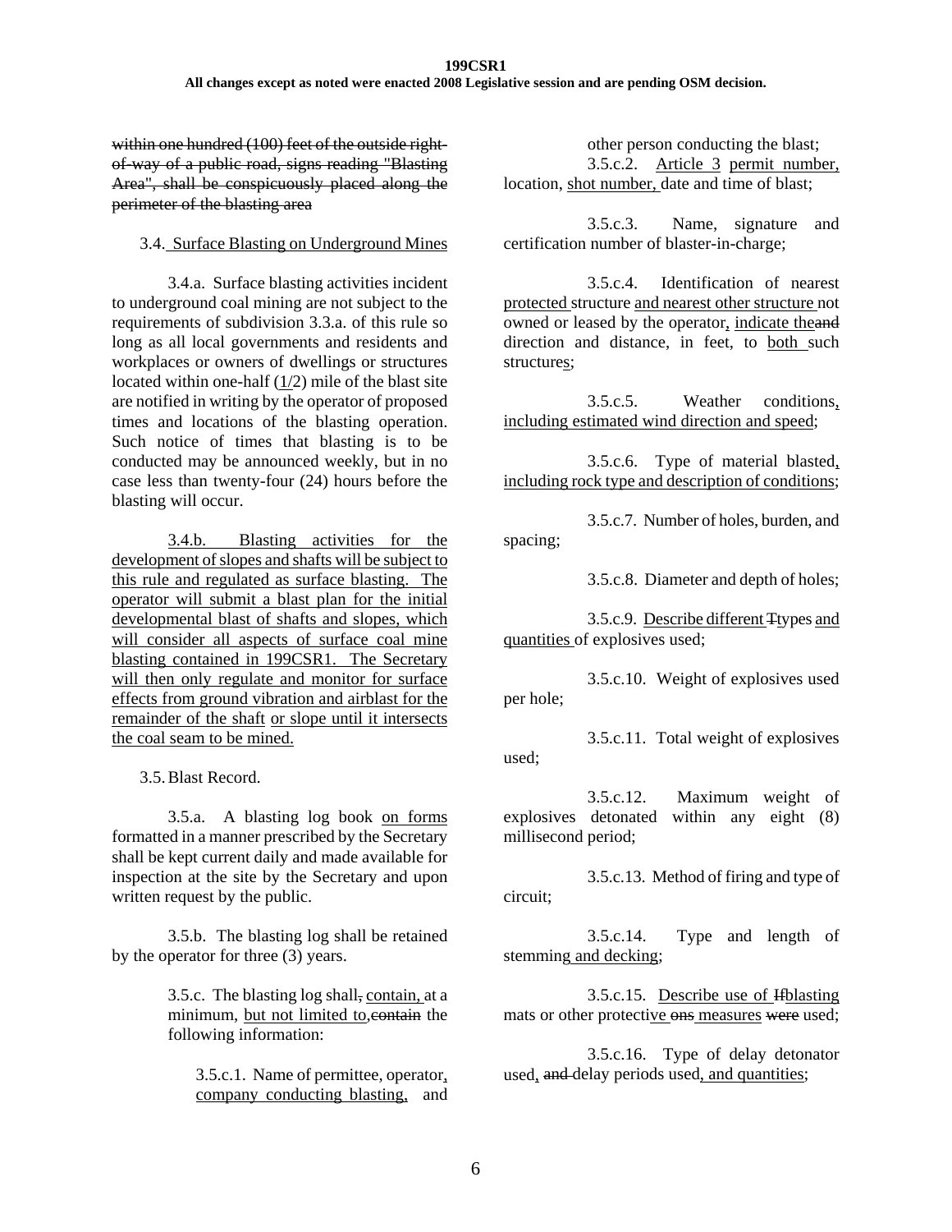~~within one hundred (100) feet of the outside right-of-way of a public road, signs reading "Blasting Area", shall be conspicuously placed along the perimeter of the blasting area~~

3.4. Surface Blasting on Underground Mines

3.4.a. Surface blasting activities incident to underground coal mining are not subject to the requirements of subdivision 3.3.a. of this rule so long as all local governments and residents and workplaces or owners of dwellings or structures located within one-half (1/2) mile of the blast site are notified in writing by the operator of proposed times and locations of the blasting operation. Such notice of times that blasting is to be conducted may be announced weekly, but in no case less than twenty-four (24) hours before the blasting will occur.

3.4.b. Blasting activities for the development of slopes and shafts will be subject to this rule and regulated as surface blasting. The operator will submit a blast plan for the initial developmental blast of shafts and slopes, which will consider all aspects of surface coal mine blasting contained in 199CSR1. The Secretary will then only regulate and monitor for surface effects from ground vibration and airblast for the remainder of the shaft or slope until it intersects the coal seam to be mined.

3.5. Blast Record.

3.5.a. A blasting log book on forms formatted in a manner prescribed by the Secretary shall be kept current daily and made available for inspection at the site by the Secretary and upon written request by the public.

3.5.b. The blasting log shall be retained by the operator for three (3) years.

3.5.c. The blasting log shall~~,~~ contain, at a minimum, but not limited to,~~contain~~ the following information:

3.5.c.1. Name of permittee, operator, company conducting blasting, and other person conducting the blast;

3.5.c.2. Article 3 permit number, location, shot number, date and time of blast;

3.5.c.3. Name, signature and certification number of blaster-in-charge;

3.5.c.4. Identification of nearest protected structure and nearest other structure not owned or leased by the operator, indicate the~~and~~ direction and distance, in feet, to both such structures;

3.5.c.5. Weather conditions, including estimated wind direction and speed;

3.5.c.6. Type of material blasted, including rock type and description of conditions;

3.5.c.7. Number of holes, burden, and spacing;

3.5.c.8. Diameter and depth of holes;

3.5.c.9. Describe different ~~T~~types and quantities of explosives used;

3.5.c.10. Weight of explosives used per hole;

3.5.c.11. Total weight of explosives used;

3.5.c.12. Maximum weight of explosives detonated within any eight (8) millisecond period;

3.5.c.13. Method of firing and type of circuit;

3.5.c.14. Type and length of stemming and decking;

3.5.c.15. Describe use of ~~If~~blasting mats or other protective ~~ons~~ measures ~~were~~ used;

3.5.c.16. Type of delay detonator used, ~~and~~ delay periods used, and quantities;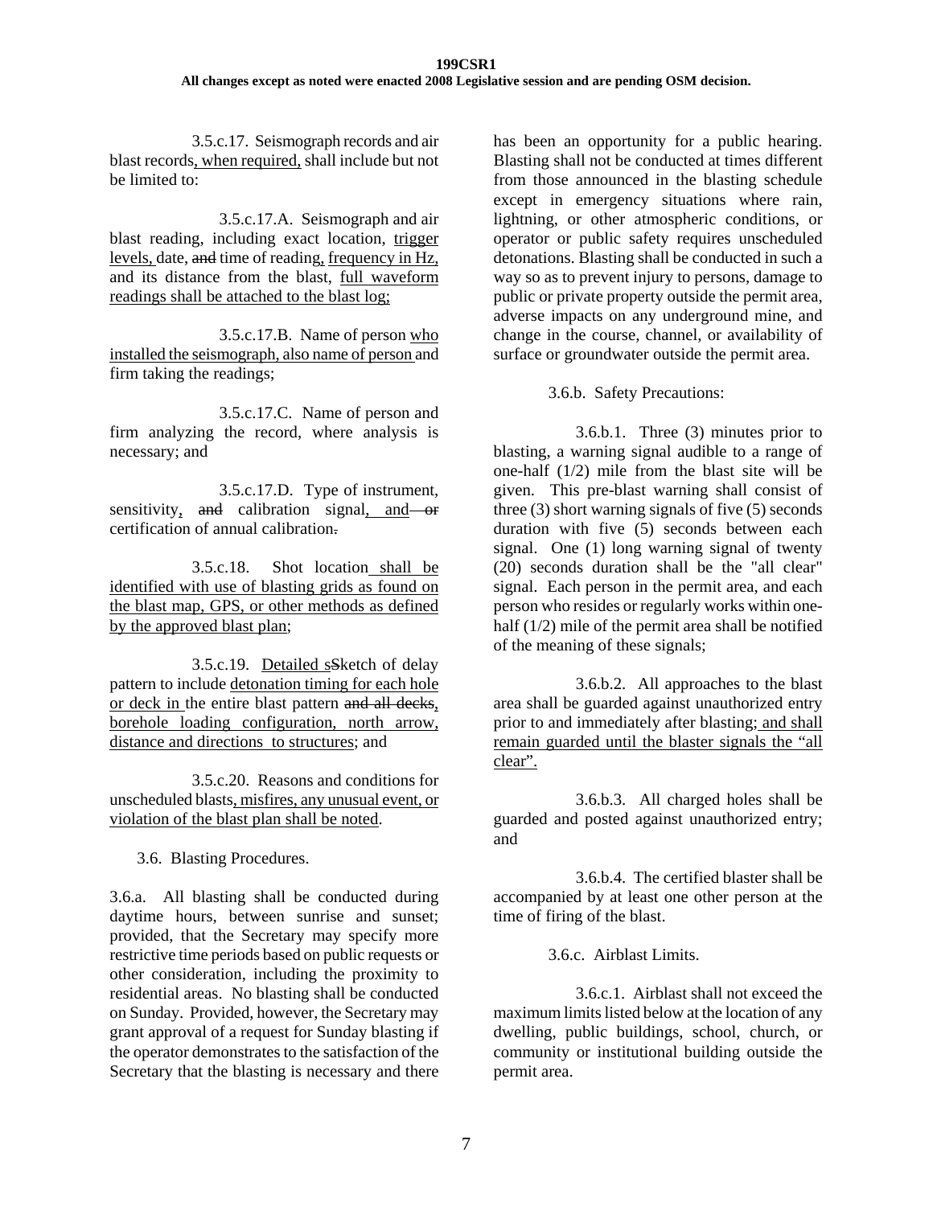3.5.c.17. Seismograph records and air blast records, when required, shall include but not be limited to:

3.5.c.17.A. Seismograph and air blast reading, including exact location, trigger levels, date, and time of reading, frequency in Hz, and its distance from the blast, full waveform readings shall be attached to the blast log;

3.5.c.17.B. Name of person who installed the seismograph, also name of person and firm taking the readings;

3.5.c.17.C. Name of person and firm analyzing the record, where analysis is necessary; and

3.5.c.17.D. Type of instrument, sensitivity, and calibration signal, and or certification of annual calibration.

3.5.c.18. Shot location shall be identified with use of blasting grids as found on the blast map, GPS, or other methods as defined by the approved blast plan;

3.5.c.19. Detailed sSketch of delay pattern to include detonation timing for each hole or deck in the entire blast pattern and all decks, borehole loading configuration, north arrow, distance and directions to structures; and

3.5.c.20. Reasons and conditions for unscheduled blasts, misfires, any unusual event, or violation of the blast plan shall be noted.

3.6. Blasting Procedures.

3.6.a. All blasting shall be conducted during daytime hours, between sunrise and sunset; provided, that the Secretary may specify more restrictive time periods based on public requests or other consideration, including the proximity to residential areas. No blasting shall be conducted on Sunday. Provided, however, the Secretary may grant approval of a request for Sunday blasting if the operator demonstrates to the satisfaction of the Secretary that the blasting is necessary and there has been an opportunity for a public hearing. Blasting shall not be conducted at times different from those announced in the blasting schedule except in emergency situations where rain, lightning, or other atmospheric conditions, or operator or public safety requires unscheduled detonations. Blasting shall be conducted in such a way so as to prevent injury to persons, damage to public or private property outside the permit area, adverse impacts on any underground mine, and change in the course, channel, or availability of surface or groundwater outside the permit area.

3.6.b. Safety Precautions:

3.6.b.1. Three (3) minutes prior to blasting, a warning signal audible to a range of one-half (1/2) mile from the blast site will be given. This pre-blast warning shall consist of three (3) short warning signals of five (5) seconds duration with five (5) seconds between each signal. One (1) long warning signal of twenty (20) seconds duration shall be the "all clear" signal. Each person in the permit area, and each person who resides or regularly works within one-half (1/2) mile of the permit area shall be notified of the meaning of these signals;

3.6.b.2. All approaches to the blast area shall be guarded against unauthorized entry prior to and immediately after blasting; and shall remain guarded until the blaster signals the "all clear".

3.6.b.3. All charged holes shall be guarded and posted against unauthorized entry; and

3.6.b.4. The certified blaster shall be accompanied by at least one other person at the time of firing of the blast.

3.6.c. Airblast Limits.

3.6.c.1. Airblast shall not exceed the maximum limits listed below at the location of any dwelling, public buildings, school, church, or community or institutional building outside the permit area.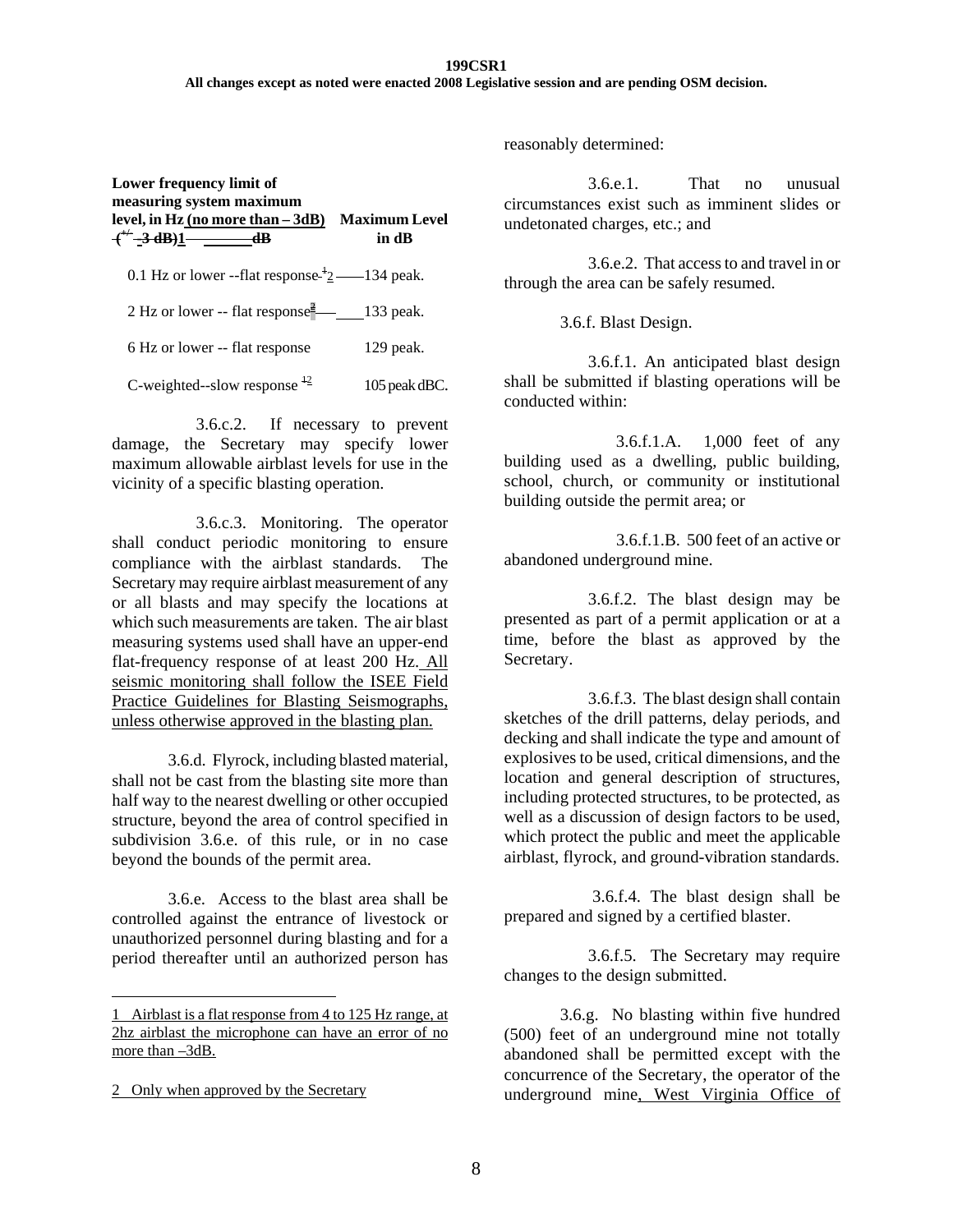| Lower frequency limit of measuring system maximum level, in Hz (no more than – 3dB) (+/- 3 dB)1 dB | Maximum Level in dB |
|---|---|
| 0.1 Hz or lower --flat response 1 2 | 134 peak. |
| 2 Hz or lower -- flat response 2 | 133 peak. |
| 6 Hz or lower -- flat response | 129 peak. |
| C-weighted--slow response 1 2 | 105 peak dBC. |

3.6.c.2. If necessary to prevent damage, the Secretary may specify lower maximum allowable airblast levels for use in the vicinity of a specific blasting operation.

3.6.c.3. Monitoring. The operator shall conduct periodic monitoring to ensure compliance with the airblast standards. The Secretary may require airblast measurement of any or all blasts and may specify the locations at which such measurements are taken. The air blast measuring systems used shall have an upper-end flat-frequency response of at least 200 Hz. All seismic monitoring shall follow the ISEE Field Practice Guidelines for Blasting Seismographs, unless otherwise approved in the blasting plan.

3.6.d. Flyrock, including blasted material, shall not be cast from the blasting site more than half way to the nearest dwelling or other occupied structure, beyond the area of control specified in subdivision 3.6.e. of this rule, or in no case beyond the bounds of the permit area.

3.6.e. Access to the blast area shall be controlled against the entrance of livestock or unauthorized personnel during blasting and for a period thereafter until an authorized person has reasonably determined:

3.6.e.1. That no unusual circumstances exist such as imminent slides or undetonated charges, etc.; and

3.6.e.2. That access to and travel in or through the area can be safely resumed.

3.6.f. Blast Design.

3.6.f.1. An anticipated blast design shall be submitted if blasting operations will be conducted within:

3.6.f.1.A. 1,000 feet of any building used as a dwelling, public building, school, church, or community or institutional building outside the permit area; or

3.6.f.1.B. 500 feet of an active or abandoned underground mine.

3.6.f.2. The blast design may be presented as part of a permit application or at a time, before the blast as approved by the Secretary.

3.6.f.3. The blast design shall contain sketches of the drill patterns, delay periods, and decking and shall indicate the type and amount of explosives to be used, critical dimensions, and the location and general description of structures, including protected structures, to be protected, as well as a discussion of design factors to be used, which protect the public and meet the applicable airblast, flyrock, and ground-vibration standards.

3.6.f.4. The blast design shall be prepared and signed by a certified blaster.

3.6.f.5. The Secretary may require changes to the design submitted.

3.6.g. No blasting within five hundred (500) feet of an underground mine not totally abandoned shall be permitted except with the concurrence of the Secretary, the operator of the underground mine, West Virginia Office of

---

1 Airblast is a flat response from 4 to 125 Hz range, at 2hz airblast the microphone can have an error of no more than –3dB.

2 Only when approved by the Secretary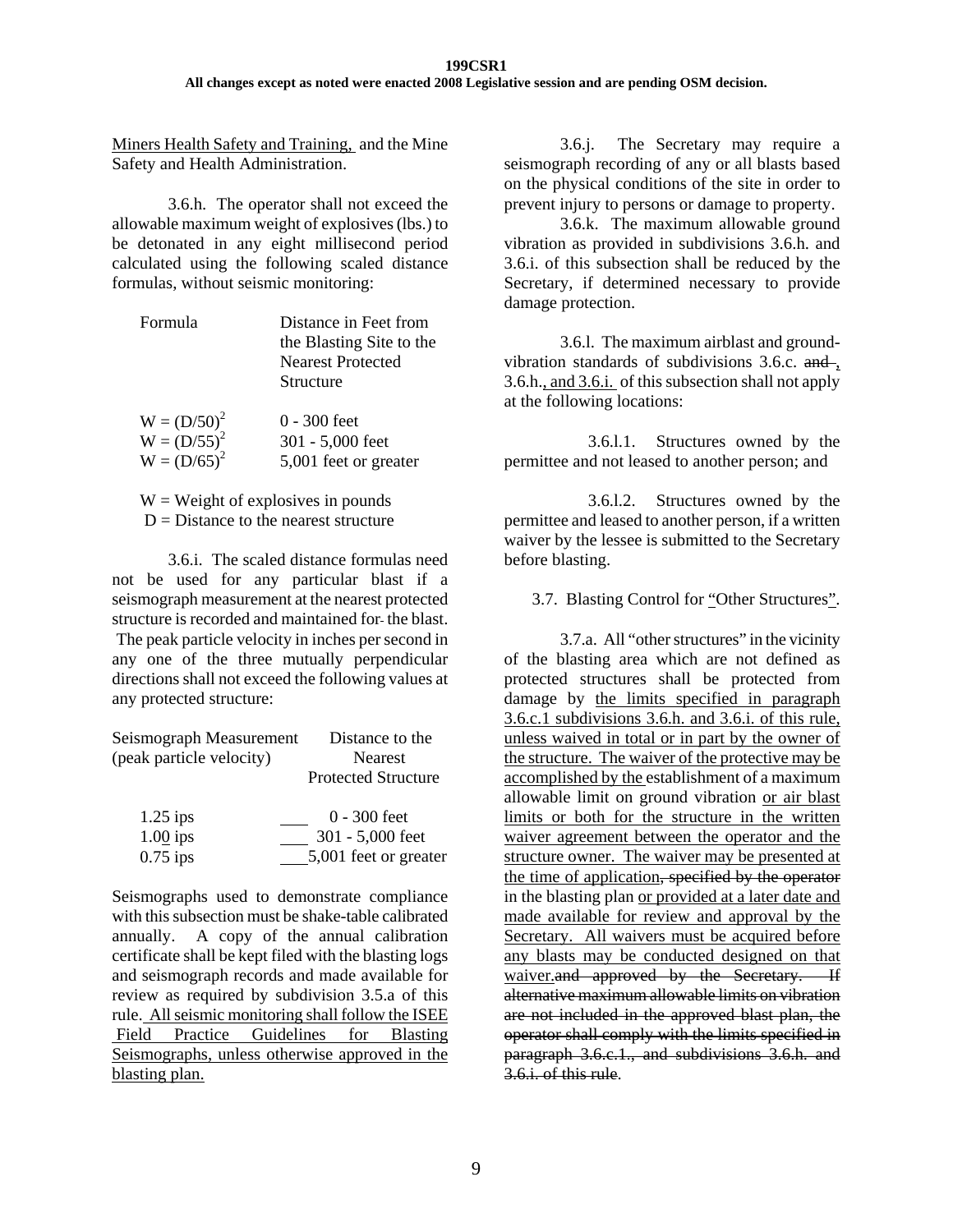Miners Health Safety and Training, and the Mine Safety and Health Administration.

3.6.h. The operator shall not exceed the allowable maximum weight of explosives (lbs.) to be detonated in any eight millisecond period calculated using the following scaled distance formulas, without seismic monitoring:

| Formula | Distance in Feet from the Blasting Site to the Nearest Protected Structure |
|---|---|
| $W = (D/50)^2$ | 0 - 300 feet |
| $W = (D/55)^2$ | 301 - 5,000 feet |
| $W = (D/65)^2$ | 5,001 feet or greater |

W = Weight of explosives in pounds
D = Distance to the nearest structure

3.6.i. The scaled distance formulas need not be used for any particular blast if a seismograph measurement at the nearest protected structure is recorded and maintained for the blast. The peak particle velocity in inches per second in any one of the three mutually perpendicular directions shall not exceed the following values at any protected structure:

| Seismograph Measurement (peak particle velocity) | Distance to the Nearest Protected Structure |
|---|---|
| 1.25 ips | 0 - 300 feet |
| 1.00 ips | 301 - 5,000 feet |
| 0.75 ips | 5,001 feet or greater |

Seismographs used to demonstrate compliance with this subsection must be shake-table calibrated annually. A copy of the annual calibration certificate shall be kept filed with the blasting logs and seismograph records and made available for review as required by subdivision 3.5.a of this rule. All seismic monitoring shall follow the ISEE Field Practice Guidelines for Blasting Seismographs, unless otherwise approved in the blasting plan.

3.6.j. The Secretary may require a seismograph recording of any or all blasts based on the physical conditions of the site in order to prevent injury to persons or damage to property.

3.6.k. The maximum allowable ground vibration as provided in subdivisions 3.6.h. and 3.6.i. of this subsection shall be reduced by the Secretary, if determined necessary to provide damage protection.

3.6.l. The maximum airblast and ground-vibration standards of subdivisions 3.6.c. ~~and~~ , 3.6.h., and 3.6.i. of this subsection shall not apply at the following locations:

3.6.l.1. Structures owned by the permittee and not leased to another person; and

3.6.l.2. Structures owned by the permittee and leased to another person, if a written waiver by the lessee is submitted to the Secretary before blasting.

3.7. Blasting Control for "Other Structures".

3.7.a. All "other structures" in the vicinity of the blasting area which are not defined as protected structures shall be protected from damage by the limits specified in paragraph 3.6.c.1 subdivisions 3.6.h. and 3.6.i. of this rule, unless waived in total or in part by the owner of the structure. The waiver of the protective may be accomplished by the establishment of a maximum allowable limit on ground vibration or air blast limits or both for the structure in the written waiver agreement between the operator and the structure owner. The waiver may be presented at the time of application~~, specified by the operator~~ in the blasting plan or provided at a later date and made available for review and approval by the Secretary. All waivers must be acquired before any blasts may be conducted designed on that waiver.~~and approved by the Secretary. If alternative maximum allowable limits on vibration are not included in the approved blast plan, the operator shall comply with the limits specified in paragraph 3.6.c.1., and subdivisions 3.6.h. and 3.6.i. of this rule~~.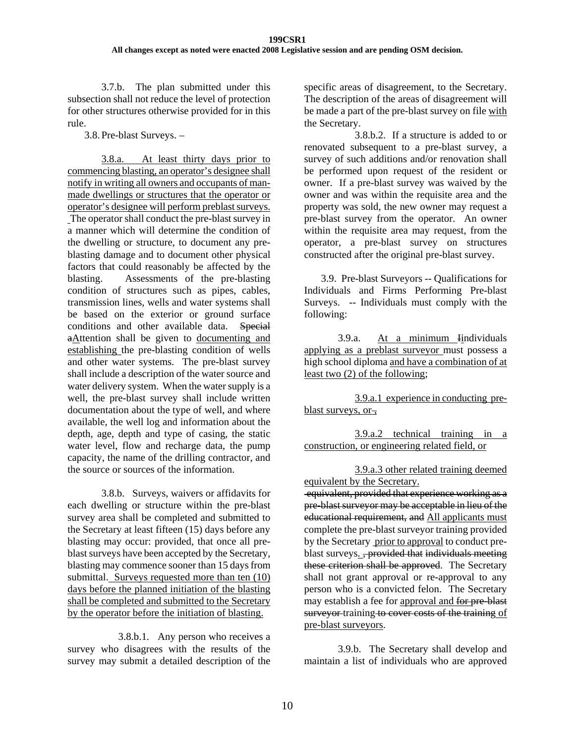3.7.b. The plan submitted under this subsection shall not reduce the level of protection for other structures otherwise provided for in this rule.

3.8. Pre-blast Surveys. –

3.8.a. At least thirty days prior to commencing blasting, an operator's designee shall notify in writing all owners and occupants of man-made dwellings or structures that the operator or operator's designee will perform preblast surveys. The operator shall conduct the pre-blast survey in a manner which will determine the condition of the dwelling or structure, to document any pre-blasting damage and to document other physical factors that could reasonably be affected by the blasting. Assessments of the pre-blasting condition of structures such as pipes, cables, transmission lines, wells and water systems shall be based on the exterior or ground surface conditions and other available data. ~~Special a~~Attention shall be given to documenting and establishing the pre-blasting condition of wells and other water systems. The pre-blast survey shall include a description of the water source and water delivery system. When the water supply is a well, the pre-blast survey shall include written documentation about the type of well, and where available, the well log and information about the depth, age, depth and type of casing, the static water level, flow and recharge data, the pump capacity, the name of the drilling contractor, and the source or sources of the information.

3.8.b. Surveys, waivers or affidavits for each dwelling or structure within the pre-blast survey area shall be completed and submitted to the Secretary at least fifteen (15) days before any blasting may occur: provided, that once all pre-blast surveys have been accepted by the Secretary, blasting may commence sooner than 15 days from submittal. Surveys requested more than ten (10) days before the planned initiation of the blasting shall be completed and submitted to the Secretary by the operator before the initiation of blasting.

3.8.b.1. Any person who receives a survey who disagrees with the results of the survey may submit a detailed description of the specific areas of disagreement, to the Secretary. The description of the areas of disagreement will be made a part of the pre-blast survey on file with the Secretary.

3.8.b.2. If a structure is added to or renovated subsequent to a pre-blast survey, a survey of such additions and/or renovation shall be performed upon request of the resident or owner. If a pre-blast survey was waived by the owner and was within the requisite area and the property was sold, the new owner may request a pre-blast survey from the operator. An owner within the requisite area may request, from the operator, a pre-blast survey on structures constructed after the original pre-blast survey.

3.9. Pre-blast Surveyors -- Qualifications for Individuals and Firms Performing Pre-blast Surveys. -- Individuals must comply with the following:

3.9.a. At a minimum ~~I~~individuals applying as a preblast surveyor must possess a high school diploma and have a combination of at least two (2) of the following;

3.9.a.1 experience in conducting pre-blast surveys, or~~,~~

3.9.a.2 technical training in a construction, or engineering related field, or

3.9.a.3 other related training deemed equivalent by the Secretary.

~~equivalent, provided that experience working as a pre-blast surveyor may be acceptable in lieu of the educational requirement, and~~ All applicants must complete the pre-blast surveyor training provided by the Secretary prior to approval to conduct pre-blast surveys. ~~, provided that individuals meeting these criterion shall be approved~~. The Secretary shall not grant approval or re-approval to any person who is a convicted felon. The Secretary may establish a fee for approval and ~~for pre-blast surveyor~~ training ~~to cover costs of the training~~ of pre-blast surveyors.

3.9.b. The Secretary shall develop and maintain a list of individuals who are approved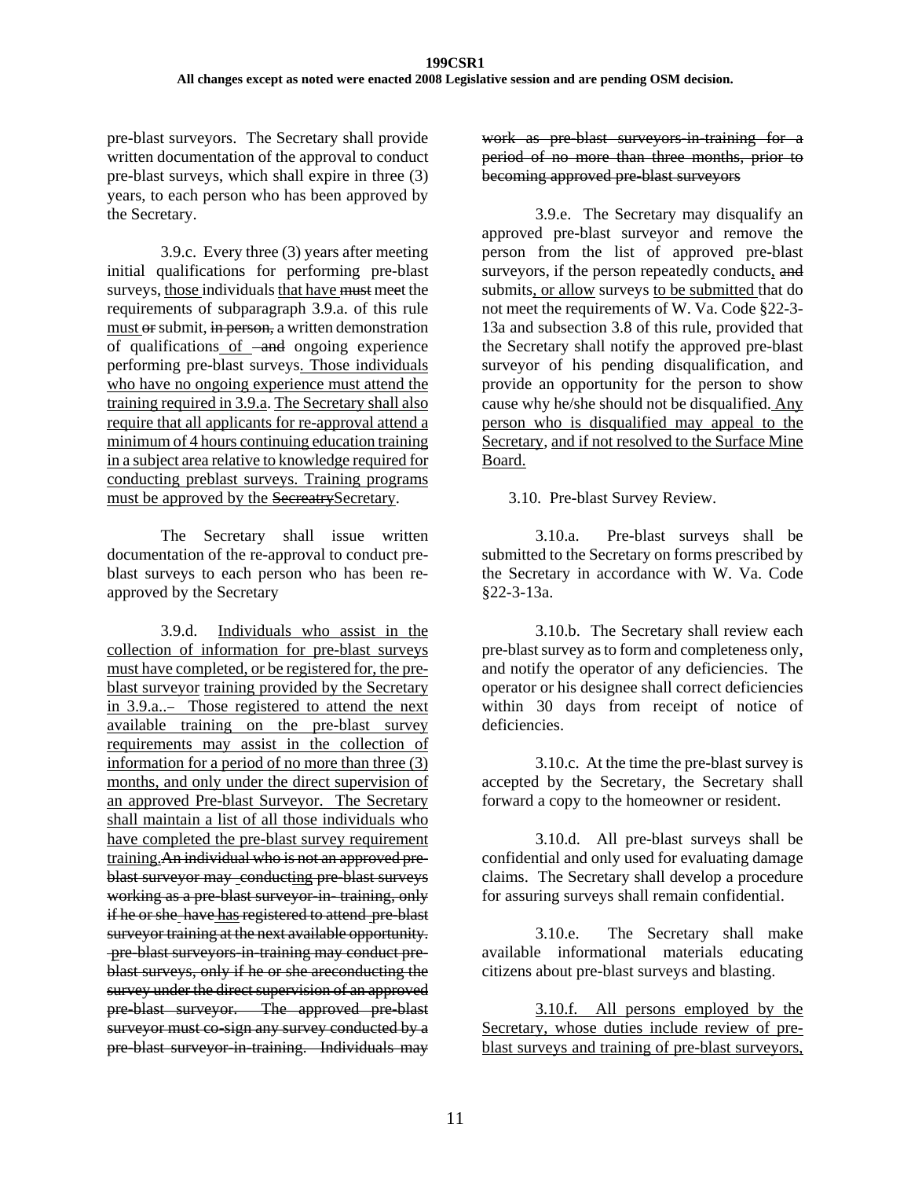pre-blast surveyors. The Secretary shall provide written documentation of the approval to conduct pre-blast surveys, which shall expire in three (3) years, to each person who has been approved by the Secretary.

3.9.c. Every three (3) years after meeting initial qualifications for performing pre-blast surveys, those individuals that have ~~must~~ meet the requirements of subparagraph 3.9.a. of this rule must ~~or~~ submit, ~~in person,~~ a written demonstration of qualifications of ~~and~~ ongoing experience performing pre-blast surveys. Those individuals who have no ongoing experience must attend the training required in 3.9.a. The Secretary shall also require that all applicants for re-approval attend a minimum of 4 hours continuing education training in a subject area relative to knowledge required for conducting preblast surveys. Training programs must be approved by the ~~Secreatry~~Secretary.

The Secretary shall issue written documentation of the re-approval to conduct pre-blast surveys to each person who has been re-approved by the Secretary

3.9.d. Individuals who assist in the collection of information for pre-blast surveys must have completed, or be registered for, the pre-blast surveyor training provided by the Secretary in 3.9.a.. Those registered to attend the next available training on the pre-blast survey requirements may assist in the collection of information for a period of no more than three (3) months, and only under the direct supervision of an approved Pre-blast Surveyor. The Secretary shall maintain a list of all those individuals who have completed the pre-blast survey requirement training.~~An individual who is not an approved pre-blast surveyor may conducting pre-blast surveys working as a pre-blast surveyor-in- training, only if he or she have has registered to attend pre-blast surveyor training at the next available opportunity. pre-blast surveyors-in-training may conduct pre-blast surveys, only if he or she areconducting the survey under the direct supervision of an approved pre-blast surveyor. The approved pre-blast surveyor must co-sign any survey conducted by a pre-blast surveyor-in-training. Individuals may work as pre-blast surveyors-in-training for a period of no more than three months, prior to becoming approved pre-blast surveyors~~

3.9.e. The Secretary may disqualify an approved pre-blast surveyor and remove the person from the list of approved pre-blast surveyors, if the person repeatedly conducts, ~~and~~ submits, or allow surveys to be submitted that do not meet the requirements of W. Va. Code §22-3-13a and subsection 3.8 of this rule, provided that the Secretary shall notify the approved pre-blast surveyor of his pending disqualification, and provide an opportunity for the person to show cause why he/she should not be disqualified. Any person who is disqualified may appeal to the Secretary, and if not resolved to the Surface Mine Board.

3.10. Pre-blast Survey Review.

3.10.a. Pre-blast surveys shall be submitted to the Secretary on forms prescribed by the Secretary in accordance with W. Va. Code §22-3-13a.

3.10.b. The Secretary shall review each pre-blast survey as to form and completeness only, and notify the operator of any deficiencies. The operator or his designee shall correct deficiencies within 30 days from receipt of notice of deficiencies.

3.10.c. At the time the pre-blast survey is accepted by the Secretary, the Secretary shall forward a copy to the homeowner or resident.

3.10.d. All pre-blast surveys shall be confidential and only used for evaluating damage claims. The Secretary shall develop a procedure for assuring surveys shall remain confidential.

3.10.e. The Secretary shall make available informational materials educating citizens about pre-blast surveys and blasting.

3.10.f. All persons employed by the Secretary, whose duties include review of pre-blast surveys and training of pre-blast surveyors,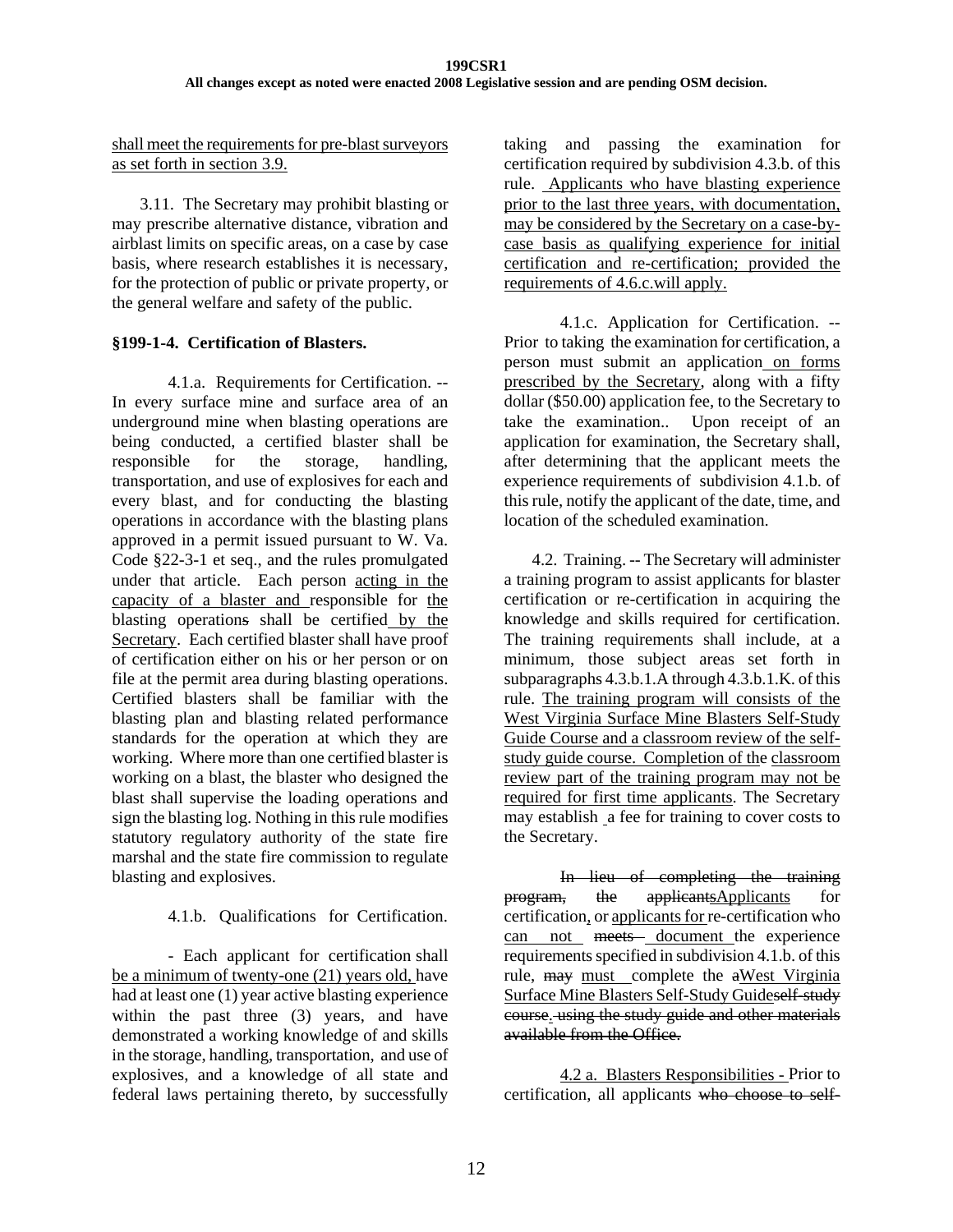shall meet the requirements for pre-blast surveyors as set forth in section 3.9.

3.11. The Secretary may prohibit blasting or may prescribe alternative distance, vibration and airblast limits on specific areas, on a case by case basis, where research establishes it is necessary, for the protection of public or private property, or the general welfare and safety of the public.

**§199-1-4. Certification of Blasters.**

4.1.a. Requirements for Certification. -- In every surface mine and surface area of an underground mine when blasting operations are being conducted, a certified blaster shall be responsible for the storage, handling, transportation, and use of explosives for each and every blast, and for conducting the blasting operations in accordance with the blasting plans approved in a permit issued pursuant to W. Va. Code §22-3-1 et seq., and the rules promulgated under that article. Each person acting in the capacity of a blaster and responsible for the blasting operations shall be certified by the Secretary. Each certified blaster shall have proof of certification either on his or her person or on file at the permit area during blasting operations. Certified blasters shall be familiar with the blasting plan and blasting related performance standards for the operation at which they are working. Where more than one certified blaster is working on a blast, the blaster who designed the blast shall supervise the loading operations and sign the blasting log. Nothing in this rule modifies statutory regulatory authority of the state fire marshal and the state fire commission to regulate blasting and explosives.

4.1.b. Qualifications for Certification.

- Each applicant for certification shall be a minimum of twenty-one (21) years old, have had at least one (1) year active blasting experience within the past three (3) years, and have demonstrated a working knowledge of and skills in the storage, handling, transportation, and use of explosives, and a knowledge of all state and federal laws pertaining thereto, by successfully taking and passing the examination for certification required by subdivision 4.3.b. of this rule. Applicants who have blasting experience prior to the last three years, with documentation, may be considered by the Secretary on a case-by-case basis as qualifying experience for initial certification and re-certification; provided the requirements of 4.6.c.will apply.

4.1.c. Application for Certification. -- Prior to taking the examination for certification, a person must submit an application on forms prescribed by the Secretary, along with a fifty dollar ($50.00) application fee, to the Secretary to take the examination.. Upon receipt of an application for examination, the Secretary shall, after determining that the applicant meets the experience requirements of subdivision 4.1.b. of this rule, notify the applicant of the date, time, and location of the scheduled examination.

4.2. Training. -- The Secretary will administer a training program to assist applicants for blaster certification or re-certification in acquiring the knowledge and skills required for certification. The training requirements shall include, at a minimum, those subject areas set forth in subparagraphs 4.3.b.1.A through 4.3.b.1.K. of this rule. The training program will consists of the West Virginia Surface Mine Blasters Self-Study Guide Course and a classroom review of the self-study guide course. Completion of the classroom review part of the training program may not be required for first time applicants. The Secretary may establish a fee for training to cover costs to the Secretary.

~~In lieu of completing the training program, the applicants~~Applicants for certification, or applicants for re-certification who can not ~~meets~~ document the experience requirements specified in subdivision 4.1.b. of this rule, ~~may~~ must complete the ~~a~~West Virginia Surface Mine Blasters Self-Study Guide~~self-study course~~. ~~using the study guide and other materials available from the Office.~~

4.2 a. Blasters Responsibilities - Prior to certification, all applicants ~~who choose to self-~~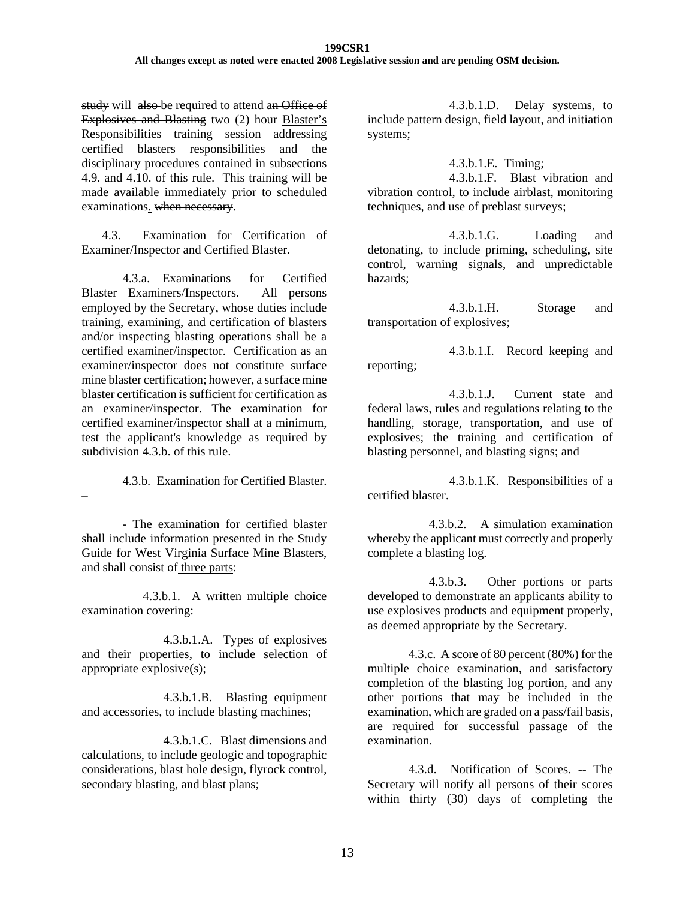~~study~~ will ~~also~~ be required to attend a~~n Office of Explosives and Blasting~~ two (2) hour Blaster's Responsibilities training session addressing certified blasters responsibilities and the disciplinary procedures contained in subsections 4.9. and 4.10. of this rule. This training will be made available immediately prior to scheduled examinations. ~~when necessary~~.

4.3. Examination for Certification of Examiner/Inspector and Certified Blaster.

4.3.a. Examinations for Certified Blaster Examiners/Inspectors. All persons employed by the Secretary, whose duties include training, examining, and certification of blasters and/or inspecting blasting operations shall be a certified examiner/inspector. Certification as an examiner/inspector does not constitute surface mine blaster certification; however, a surface mine blaster certification is sufficient for certification as an examiner/inspector. The examination for certified examiner/inspector shall at a minimum, test the applicant's knowledge as required by subdivision 4.3.b. of this rule.

4.3.b. Examination for Certified Blaster.

–

- The examination for certified blaster shall include information presented in the Study Guide for West Virginia Surface Mine Blasters, and shall consist of three parts:

4.3.b.1. A written multiple choice examination covering:

4.3.b.1.A. Types of explosives and their properties, to include selection of appropriate explosive(s);

4.3.b.1.B. Blasting equipment and accessories, to include blasting machines;

4.3.b.1.C. Blast dimensions and calculations, to include geologic and topographic considerations, blast hole design, flyrock control, secondary blasting, and blast plans;

4.3.b.1.D. Delay systems, to include pattern design, field layout, and initiation systems;

4.3.b.1.E. Timing;

4.3.b.1.F. Blast vibration and vibration control, to include airblast, monitoring techniques, and use of preblast surveys;

4.3.b.1.G. Loading and detonating, to include priming, scheduling, site control, warning signals, and unpredictable hazards;

4.3.b.1.H. Storage and transportation of explosives;

4.3.b.1.I. Record keeping and reporting;

4.3.b.1.J. Current state and federal laws, rules and regulations relating to the handling, storage, transportation, and use of explosives; the training and certification of blasting personnel, and blasting signs; and

4.3.b.1.K. Responsibilities of a certified blaster.

4.3.b.2. A simulation examination whereby the applicant must correctly and properly complete a blasting log.

4.3.b.3. Other portions or parts developed to demonstrate an applicants ability to use explosives products and equipment properly, as deemed appropriate by the Secretary.

4.3.c. A score of 80 percent (80%) for the multiple choice examination, and satisfactory completion of the blasting log portion, and any other portions that may be included in the examination, which are graded on a pass/fail basis, are required for successful passage of the examination.

4.3.d. Notification of Scores. -- The Secretary will notify all persons of their scores within thirty (30) days of completing the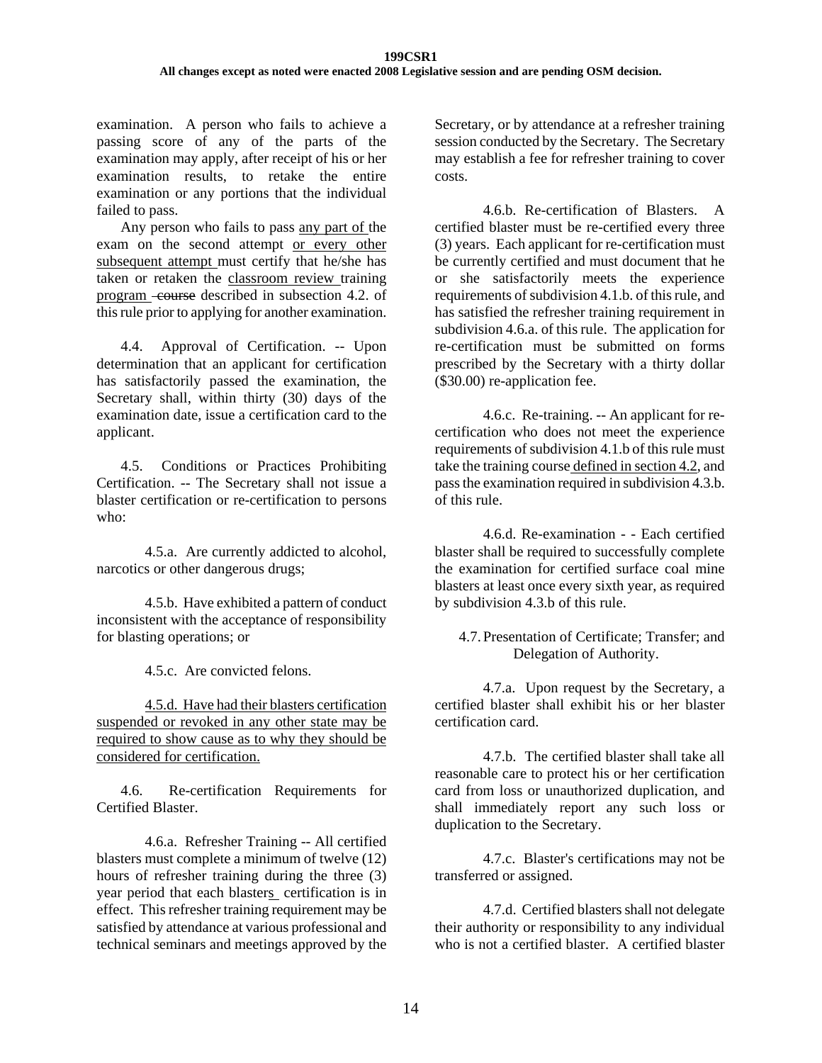examination. A person who fails to achieve a passing score of any of the parts of the examination may apply, after receipt of his or her examination results, to retake the entire examination or any portions that the individual failed to pass.

Any person who fails to pass <u>any part of</u> the exam on the second attempt <u>or every other subsequent attempt</u> must certify that he/she has taken or retaken the <u>classroom review</u> training <u>program</u> ~~course~~ described in subsection 4.2. of this rule prior to applying for another examination.

4.4. Approval of Certification. -- Upon determination that an applicant for certification has satisfactorily passed the examination, the Secretary shall, within thirty (30) days of the examination date, issue a certification card to the applicant.

4.5. Conditions or Practices Prohibiting Certification. -- The Secretary shall not issue a blaster certification or re-certification to persons who:

4.5.a. Are currently addicted to alcohol, narcotics or other dangerous drugs;

4.5.b. Have exhibited a pattern of conduct inconsistent with the acceptance of responsibility for blasting operations; or

4.5.c. Are convicted felons.

<u>4.5.d. Have had their blasters certification suspended or revoked in any other state may be required to show cause as to why they should be considered for certification.</u>

4.6. Re-certification Requirements for Certified Blaster.

4.6.a. Refresher Training -- All certified blasters must complete a minimum of twelve (12) hours of refresher training during the three (3) year period that each blasters<u> </u> certification is in effect. This refresher training requirement may be satisfied by attendance at various professional and technical seminars and meetings approved by the Secretary, or by attendance at a refresher training session conducted by the Secretary. The Secretary may establish a fee for refresher training to cover costs.

4.6.b. Re-certification of Blasters. A certified blaster must be re-certified every three (3) years. Each applicant for re-certification must be currently certified and must document that he or she satisfactorily meets the experience requirements of subdivision 4.1.b. of this rule, and has satisfied the refresher training requirement in subdivision 4.6.a. of this rule. The application for re-certification must be submitted on forms prescribed by the Secretary with a thirty dollar ($30.00) re-application fee.

4.6.c. Re-training. -- An applicant for re-certification who does not meet the experience requirements of subdivision 4.1.b of this rule must take the training course<u> defined in section 4.2</u>, and pass the examination required in subdivision 4.3.b. of this rule.

4.6.d. Re-examination - - Each certified blaster shall be required to successfully complete the examination for certified surface coal mine blasters at least once every sixth year, as required by subdivision 4.3.b of this rule.

4.7. Presentation of Certificate; Transfer; and Delegation of Authority.

4.7.a. Upon request by the Secretary, a certified blaster shall exhibit his or her blaster certification card.

4.7.b. The certified blaster shall take all reasonable care to protect his or her certification card from loss or unauthorized duplication, and shall immediately report any such loss or duplication to the Secretary.

4.7.c. Blaster's certifications may not be transferred or assigned.

4.7.d. Certified blasters shall not delegate their authority or responsibility to any individual who is not a certified blaster. A certified blaster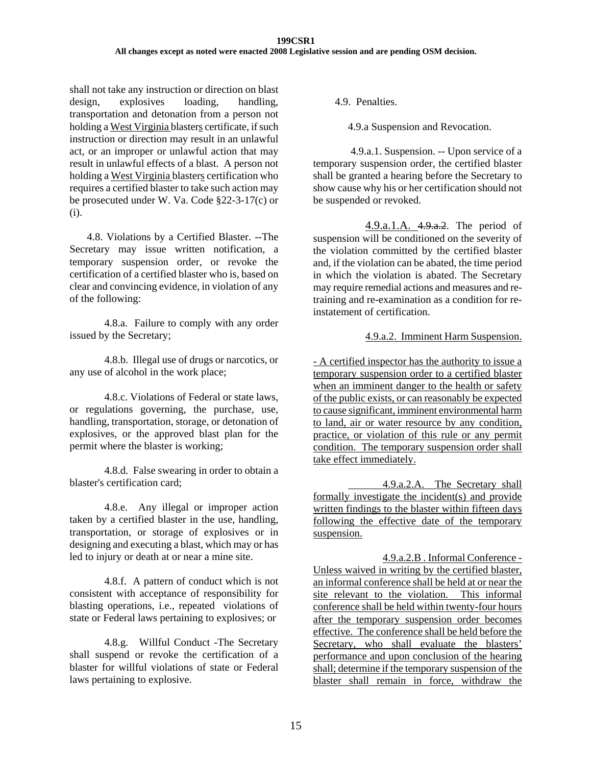shall not take any instruction or direction on blast design, explosives loading, handling, transportation and detonation from a person not holding a West Virginia blasters certificate, if such instruction or direction may result in an unlawful act, or an improper or unlawful action that may result in unlawful effects of a blast. A person not holding a West Virginia blasters certification who requires a certified blaster to take such action may be prosecuted under W. Va. Code §22-3-17(c) or (i).

4.8. Violations by a Certified Blaster. --The Secretary may issue written notification, a temporary suspension order, or revoke the certification of a certified blaster who is, based on clear and convincing evidence, in violation of any of the following:

4.8.a. Failure to comply with any order issued by the Secretary;

4.8.b. Illegal use of drugs or narcotics, or any use of alcohol in the work place;

4.8.c. Violations of Federal or state laws, or regulations governing, the purchase, use, handling, transportation, storage, or detonation of explosives, or the approved blast plan for the permit where the blaster is working;

4.8.d. False swearing in order to obtain a blaster's certification card;

4.8.e. Any illegal or improper action taken by a certified blaster in the use, handling, transportation, or storage of explosives or in designing and executing a blast, which may or has led to injury or death at or near a mine site.

4.8.f. A pattern of conduct which is not consistent with acceptance of responsibility for blasting operations, i.e., repeated violations of state or Federal laws pertaining to explosives; or

4.8.g. Willful Conduct -The Secretary shall suspend or revoke the certification of a blaster for willful violations of state or Federal laws pertaining to explosive.

4.9. Penalties.

4.9.a Suspension and Revocation.

4.9.a.1. Suspension. -- Upon service of a temporary suspension order, the certified blaster shall be granted a hearing before the Secretary to show cause why his or her certification should not be suspended or revoked.

4.9.a.1.A. ~~4.9.a.2~~. The period of suspension will be conditioned on the severity of the violation committed by the certified blaster and, if the violation can be abated, the time period in which the violation is abated. The Secretary may require remedial actions and measures and re-training and re-examination as a condition for re-instatement of certification.

4.9.a.2. Imminent Harm Suspension.

- A certified inspector has the authority to issue a temporary suspension order to a certified blaster when an imminent danger to the health or safety of the public exists, or can reasonably be expected to cause significant, imminent environmental harm to land, air or water resource by any condition, practice, or violation of this rule or any permit condition. The temporary suspension order shall take effect immediately.

4.9.a.2.A. The Secretary shall formally investigate the incident(s) and provide written findings to the blaster within fifteen days following the effective date of the temporary suspension.

4.9.a.2.B . Informal Conference - Unless waived in writing by the certified blaster, an informal conference shall be held at or near the site relevant to the violation. This informal conference shall be held within twenty-four hours after the temporary suspension order becomes effective. The conference shall be held before the Secretary, who shall evaluate the blasters' performance and upon conclusion of the hearing shall; determine if the temporary suspension of the blaster shall remain in force, withdraw the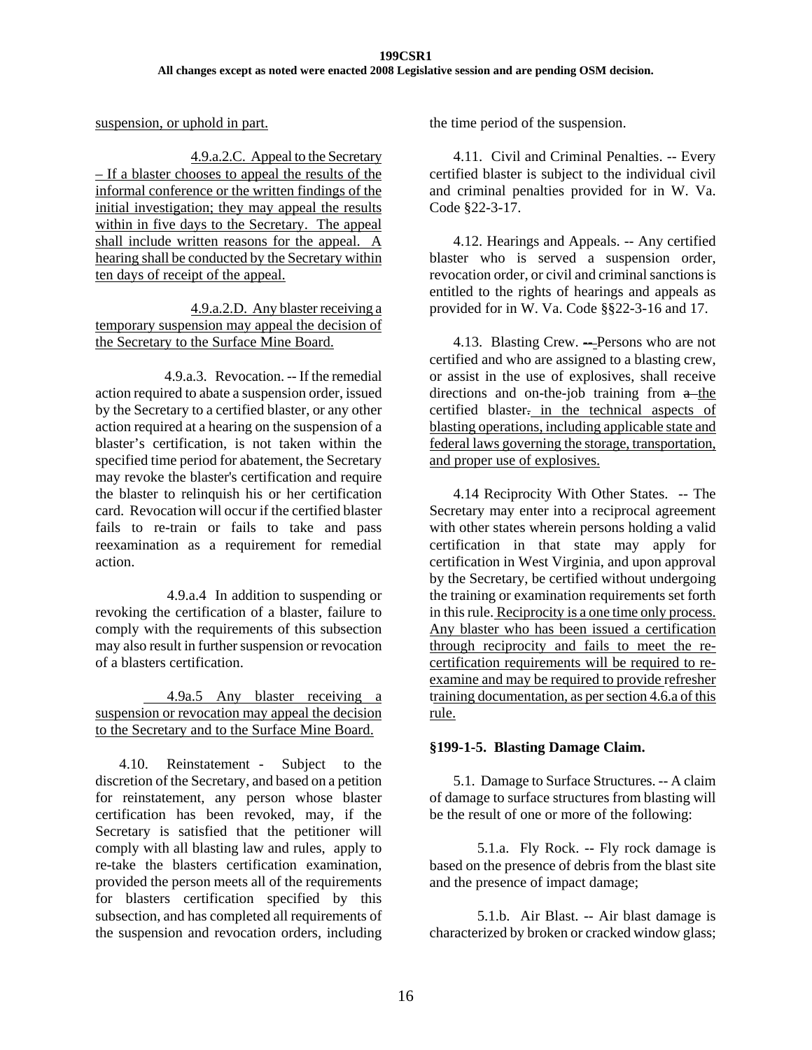suspension, or uphold in part.

4.9.a.2.C. Appeal to the Secretary – If a blaster chooses to appeal the results of the informal conference or the written findings of the initial investigation; they may appeal the results within in five days to the Secretary. The appeal shall include written reasons for the appeal. A hearing shall be conducted by the Secretary within ten days of receipt of the appeal.

4.9.a.2.D. Any blaster receiving a temporary suspension may appeal the decision of the Secretary to the Surface Mine Board.

4.9.a.3. Revocation. -- If the remedial action required to abate a suspension order, issued by the Secretary to a certified blaster, or any other action required at a hearing on the suspension of a blaster's certification, is not taken within the specified time period for abatement, the Secretary may revoke the blaster's certification and require the blaster to relinquish his or her certification card. Revocation will occur if the certified blaster fails to re-train or fails to take and pass reexamination as a requirement for remedial action.

4.9.a.4 In addition to suspending or revoking the certification of a blaster, failure to comply with the requirements of this subsection may also result in further suspension or revocation of a blasters certification.

4.9a.5 Any blaster receiving a suspension or revocation may appeal the decision to the Secretary and to the Surface Mine Board.

4.10. Reinstatement - Subject to the discretion of the Secretary, and based on a petition for reinstatement, any person whose blaster certification has been revoked, may, if the Secretary is satisfied that the petitioner will comply with all blasting law and rules, apply to re-take the blasters certification examination, provided the person meets all of the requirements for blasters certification specified by this subsection, and has completed all requirements of the suspension and revocation orders, including the time period of the suspension.

4.11. Civil and Criminal Penalties. -- Every certified blaster is subject to the individual civil and criminal penalties provided for in W. Va. Code §22-3-17.

4.12. Hearings and Appeals. -- Any certified blaster who is served a suspension order, revocation order, or civil and criminal sanctions is entitled to the rights of hearings and appeals as provided for in W. Va. Code §§22-3-16 and 17.

4.13. Blasting Crew. -- Persons who are not certified and who are assigned to a blasting crew, or assist in the use of explosives, shall receive directions and on-the-job training from a the certified blaster. in the technical aspects of blasting operations, including applicable state and federal laws governing the storage, transportation, and proper use of explosives.

4.14 Reciprocity With Other States. -- The Secretary may enter into a reciprocal agreement with other states wherein persons holding a valid certification in that state may apply for certification in West Virginia, and upon approval by the Secretary, be certified without undergoing the training or examination requirements set forth in this rule. Reciprocity is a one time only process. Any blaster who has been issued a certification through reciprocity and fails to meet the re-certification requirements will be required to re-examine and may be required to provide refresher training documentation, as per section 4.6.a of this rule.

### §199-1-5. Blasting Damage Claim.

5.1. Damage to Surface Structures. -- A claim of damage to surface structures from blasting will be the result of one or more of the following:

5.1.a. Fly Rock. -- Fly rock damage is based on the presence of debris from the blast site and the presence of impact damage;

5.1.b. Air Blast. -- Air blast damage is characterized by broken or cracked window glass;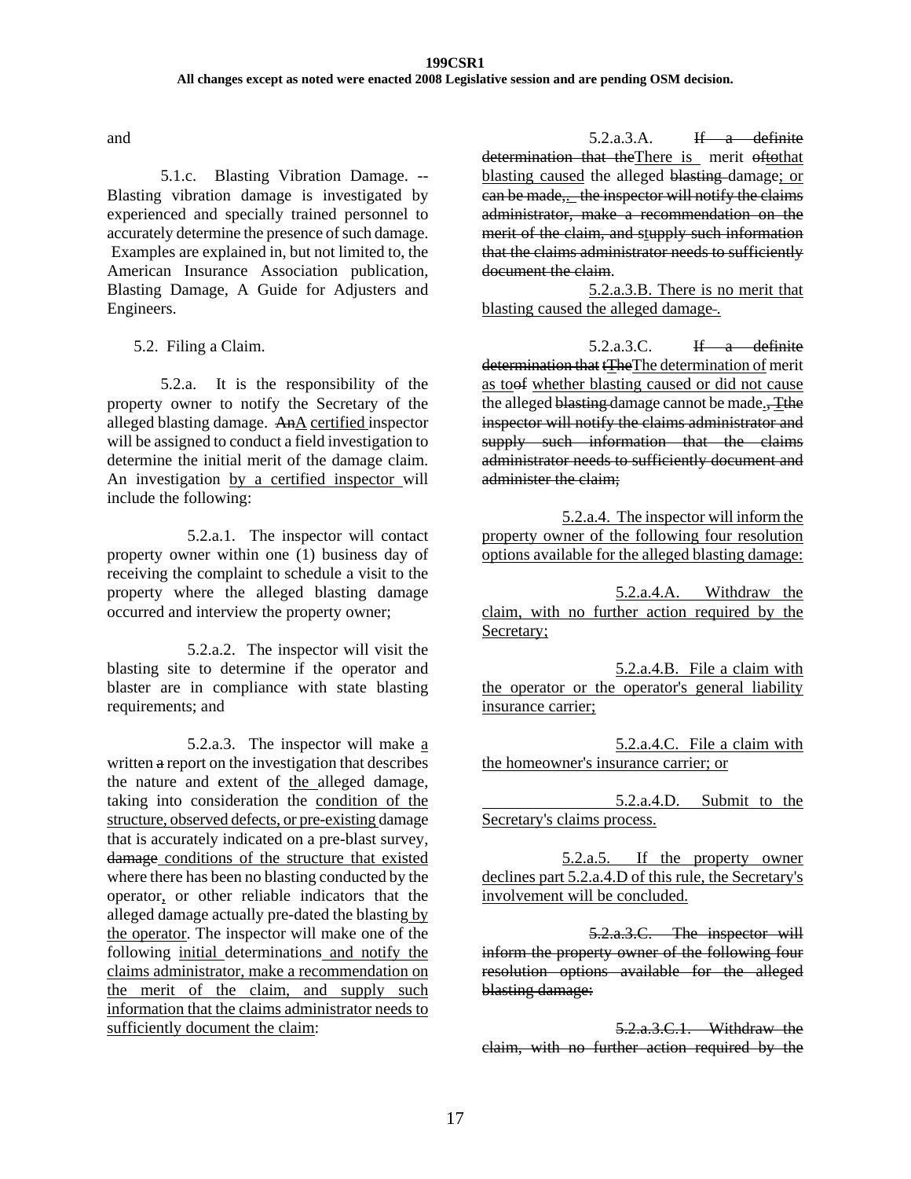and

5.1.c. Blasting Vibration Damage. -- Blasting vibration damage is investigated by experienced and specially trained personnel to accurately determine the presence of such damage. Examples are explained in, but not limited to, the American Insurance Association publication, Blasting Damage, A Guide for Adjusters and Engineers.

5.2. Filing a Claim.

5.2.a. It is the responsibility of the property owner to notify the Secretary of the alleged blasting damage. ~~An~~A certified inspector will be assigned to conduct a field investigation to determine the initial merit of the damage claim. An investigation by a certified inspector will include the following:

5.2.a.1. The inspector will contact property owner within one (1) business day of receiving the complaint to schedule a visit to the property where the alleged blasting damage occurred and interview the property owner;

5.2.a.2. The inspector will visit the blasting site to determine if the operator and blaster are in compliance with state blasting requirements; and

5.2.a.3. The inspector will make a written ~~a~~ report on the investigation that describes the nature and extent of the alleged damage, taking into consideration the condition of the structure, observed defects, or pre-existing damage that is accurately indicated on a pre-blast survey, ~~damage~~ conditions of the structure that existed where there has been no blasting conducted by the operator, or other reliable indicators that the alleged damage actually pre-dated the blasting by the operator. The inspector will make one of the following initial determinations and notify the claims administrator, make a recommendation on the merit of the claim, and supply such information that the claims administrator needs to sufficiently document the claim:

5.2.a.3.A. ~~If a definite determination that the~~There is merit ~~of~~~~to~~that blasting caused the alleged ~~blasting~~ damage; or ~~can be made,~~ ~~the inspector will notify the claims administrator, make a recommendation on the merit of the claim, and s~~t~~upply such information that the claims administrator needs to sufficiently document the claim~~.

5.2.a.3.B. There is no merit that blasting caused the alleged damage~~.~~.

5.2.a.3.C. ~~If a definite determination that~~ ~~t~~~~The~~The determination of merit as to~~of~~ whether blasting caused or did not cause the alleged ~~blasting~~ damage cannot be made.~~, Tthe inspector will notify the claims administrator and supply such information that the claims administrator needs to sufficiently document and administer the claim;~~

5.2.a.4. The inspector will inform the property owner of the following four resolution options available for the alleged blasting damage:

5.2.a.4.A. Withdraw the claim, with no further action required by the Secretary;

5.2.a.4.B. File a claim with the operator or the operator's general liability insurance carrier;

5.2.a.4.C. File a claim with the homeowner's insurance carrier; or

5.2.a.4.D. Submit to the Secretary's claims process.

5.2.a.5. If the property owner declines part 5.2.a.4.D of this rule, the Secretary's involvement will be concluded.

~~5.2.a.3.C. The inspector will inform the property owner of the following four resolution options available for the alleged blasting damage:~~

~~5.2.a.3.C.1. Withdraw the claim, with no further action required by the~~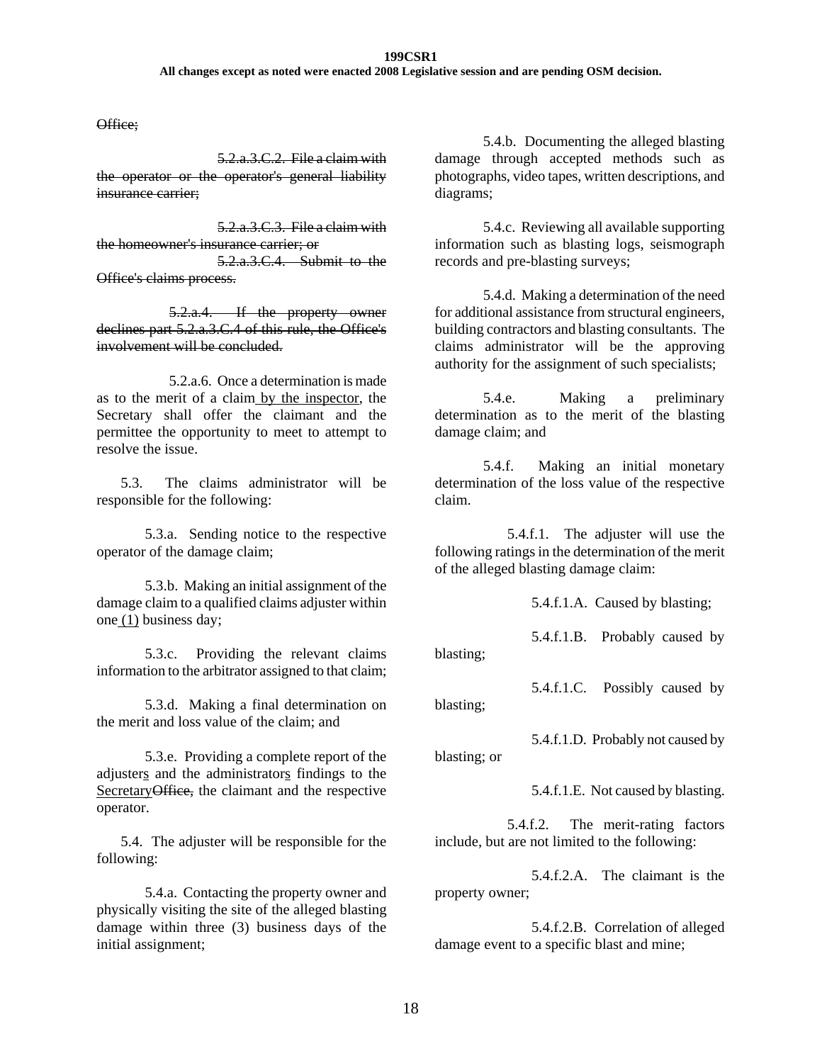~~Office;~~

~~5.2.a.3.C.2. File a claim with the operator or the operator's general liability insurance carrier;~~

~~5.2.a.3.C.3. File a claim with the homeowner's insurance carrier; or~~

~~5.2.a.3.C.4. Submit to the Office's claims process.~~

~~5.2.a.4. If the property owner declines part 5.2.a.3.C.4 of this rule, the Office's involvement will be concluded.~~

5.2.a.6. Once a determination is made as to the merit of a claim by the inspector, the Secretary shall offer the claimant and the permittee the opportunity to meet to attempt to resolve the issue.

5.3. The claims administrator will be responsible for the following:

5.3.a. Sending notice to the respective operator of the damage claim;

5.3.b. Making an initial assignment of the damage claim to a qualified claims adjuster within one (1) business day;

5.3.c. Providing the relevant claims information to the arbitrator assigned to that claim;

5.3.d. Making a final determination on the merit and loss value of the claim; and

5.3.e. Providing a complete report of the adjusters and the administrators findings to the Secretary~~Office,~~ the claimant and the respective operator.

5.4. The adjuster will be responsible for the following:

5.4.a. Contacting the property owner and physically visiting the site of the alleged blasting damage within three (3) business days of the initial assignment;

5.4.b. Documenting the alleged blasting damage through accepted methods such as photographs, video tapes, written descriptions, and diagrams;

5.4.c. Reviewing all available supporting information such as blasting logs, seismograph records and pre-blasting surveys;

5.4.d. Making a determination of the need for additional assistance from structural engineers, building contractors and blasting consultants. The claims administrator will be the approving authority for the assignment of such specialists;

5.4.e. Making a preliminary determination as to the merit of the blasting damage claim; and

5.4.f. Making an initial monetary determination of the loss value of the respective claim.

5.4.f.1. The adjuster will use the following ratings in the determination of the merit of the alleged blasting damage claim:

5.4.f.1.A. Caused by blasting;

5.4.f.1.B. Probably caused by blasting;

5.4.f.1.C. Possibly caused by blasting;

5.4.f.1.D. Probably not caused by blasting; or

5.4.f.1.E. Not caused by blasting.

5.4.f.2. The merit-rating factors include, but are not limited to the following:

5.4.f.2.A. The claimant is the property owner;

5.4.f.2.B. Correlation of alleged damage event to a specific blast and mine;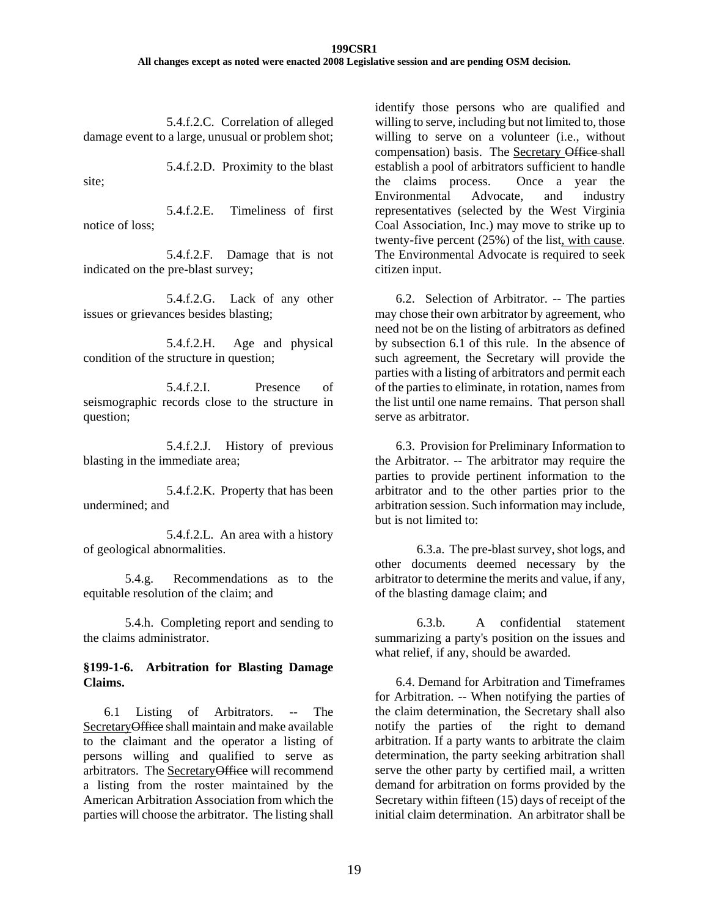5.4.f.2.C. Correlation of alleged damage event to a large, unusual or problem shot;

5.4.f.2.D. Proximity to the blast site;

5.4.f.2.E. Timeliness of first notice of loss;

5.4.f.2.F. Damage that is not indicated on the pre-blast survey;

5.4.f.2.G. Lack of any other issues or grievances besides blasting;

5.4.f.2.H. Age and physical condition of the structure in question;

5.4.f.2.I. Presence of seismographic records close to the structure in question;

5.4.f.2.J. History of previous blasting in the immediate area;

5.4.f.2.K. Property that has been undermined; and

5.4.f.2.L. An area with a history of geological abnormalities.

5.4.g. Recommendations as to the equitable resolution of the claim; and

5.4.h. Completing report and sending to the claims administrator.

**§199-1-6. Arbitration for Blasting Damage Claims.**

6.1 Listing of Arbitrators. -- The Secretary~~Office~~ shall maintain and make available to the claimant and the operator a listing of persons willing and qualified to serve as arbitrators. The Secretary~~Office~~ will recommend a listing from the roster maintained by the American Arbitration Association from which the parties will choose the arbitrator. The listing shall identify those persons who are qualified and willing to serve, including but not limited to, those willing to serve on a volunteer (i.e., without compensation) basis. The Secretary ~~Office~~ shall establish a pool of arbitrators sufficient to handle the claims process. Once a year the Environmental Advocate, and industry representatives (selected by the West Virginia Coal Association, Inc.) may move to strike up to twenty-five percent (25%) of the list, with cause. The Environmental Advocate is required to seek citizen input.

6.2. Selection of Arbitrator. -- The parties may chose their own arbitrator by agreement, who need not be on the listing of arbitrators as defined by subsection 6.1 of this rule. In the absence of such agreement, the Secretary will provide the parties with a listing of arbitrators and permit each of the parties to eliminate, in rotation, names from the list until one name remains. That person shall serve as arbitrator.

6.3. Provision for Preliminary Information to the Arbitrator. -- The arbitrator may require the parties to provide pertinent information to the arbitrator and to the other parties prior to the arbitration session. Such information may include, but is not limited to:

6.3.a. The pre-blast survey, shot logs, and other documents deemed necessary by the arbitrator to determine the merits and value, if any, of the blasting damage claim; and

6.3.b. A confidential statement summarizing a party's position on the issues and what relief, if any, should be awarded.

6.4. Demand for Arbitration and Timeframes for Arbitration. -- When notifying the parties of the claim determination, the Secretary shall also notify the parties of the right to demand arbitration. If a party wants to arbitrate the claim determination, the party seeking arbitration shall serve the other party by certified mail, a written demand for arbitration on forms provided by the Secretary within fifteen (15) days of receipt of the initial claim determination. An arbitrator shall be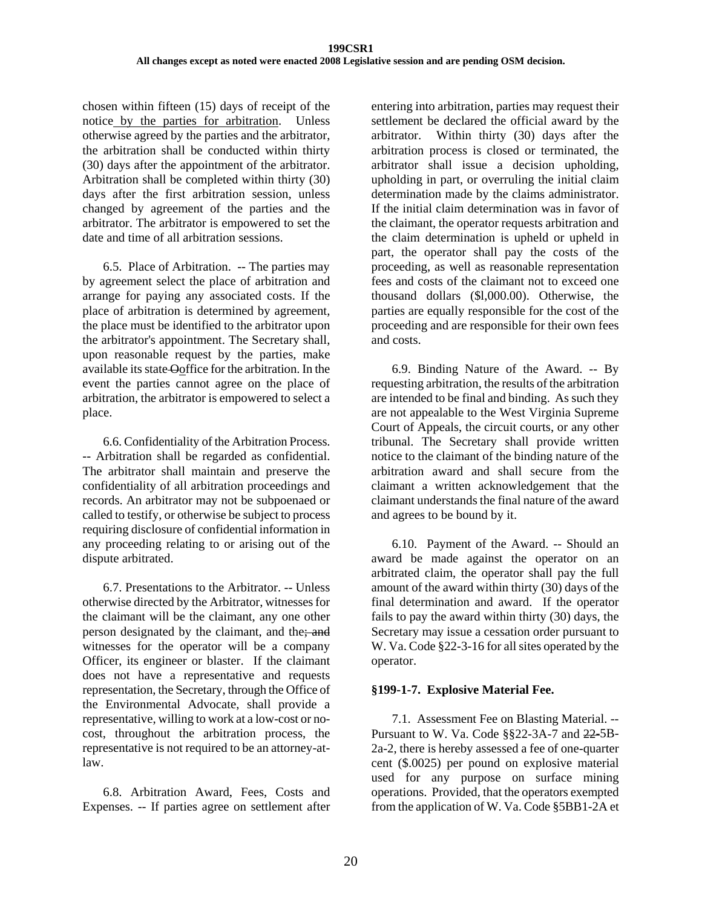chosen within fifteen (15) days of receipt of the notice by the parties for arbitration. Unless otherwise agreed by the parties and the arbitrator, the arbitration shall be conducted within thirty (30) days after the appointment of the arbitrator. Arbitration shall be completed within thirty (30) days after the first arbitration session, unless changed by agreement of the parties and the arbitrator. The arbitrator is empowered to set the date and time of all arbitration sessions.

6.5. Place of Arbitration. -- The parties may by agreement select the place of arbitration and arrange for paying any associated costs. If the place of arbitration is determined by agreement, the place must be identified to the arbitrator upon the arbitrator's appointment. The Secretary shall, upon reasonable request by the parties, make available its state ~~O~~office for the arbitration. In the event the parties cannot agree on the place of arbitration, the arbitrator is empowered to select a place.

6.6. Confidentiality of the Arbitration Process. -- Arbitration shall be regarded as confidential. The arbitrator shall maintain and preserve the confidentiality of all arbitration proceedings and records. An arbitrator may not be subpoenaed or called to testify, or otherwise be subject to process requiring disclosure of confidential information in any proceeding relating to or arising out of the dispute arbitrated.

6.7. Presentations to the Arbitrator. -- Unless otherwise directed by the Arbitrator, witnesses for the claimant will be the claimant, any one other person designated by the claimant, and the~~; and~~ witnesses for the operator will be a company Officer, its engineer or blaster. If the claimant does not have a representative and requests representation, the Secretary, through the Office of the Environmental Advocate, shall provide a representative, willing to work at a low-cost or no-cost, throughout the arbitration process, the representative is not required to be an attorney-at-law.

6.8. Arbitration Award, Fees, Costs and Expenses. -- If parties agree on settlement after entering into arbitration, parties may request their settlement be declared the official award by the arbitrator. Within thirty (30) days after the arbitration process is closed or terminated, the arbitrator shall issue a decision upholding, upholding in part, or overruling the initial claim determination made by the claims administrator. If the initial claim determination was in favor of the claimant, the operator requests arbitration and the claim determination is upheld or upheld in part, the operator shall pay the costs of the proceeding, as well as reasonable representation fees and costs of the claimant not to exceed one thousand dollars ($l,000.00). Otherwise, the parties are equally responsible for the cost of the proceeding and are responsible for their own fees and costs.

6.9. Binding Nature of the Award. -- By requesting arbitration, the results of the arbitration are intended to be final and binding. As such they are not appealable to the West Virginia Supreme Court of Appeals, the circuit courts, or any other tribunal. The Secretary shall provide written notice to the claimant of the binding nature of the arbitration award and shall secure from the claimant a written acknowledgement that the claimant understands the final nature of the award and agrees to be bound by it.

6.10. Payment of the Award. -- Should an award be made against the operator on an arbitrated claim, the operator shall pay the full amount of the award within thirty (30) days of the final determination and award. If the operator fails to pay the award within thirty (30) days, the Secretary may issue a cessation order pursuant to W. Va. Code §22-3-16 for all sites operated by the operator.

### §199-1-7. Explosive Material Fee.

7.1. Assessment Fee on Blasting Material. -- Pursuant to W. Va. Code §§22-3A-7 and ~~22-~~5B-2a-2, there is hereby assessed a fee of one-quarter cent ($.0025) per pound on explosive material used for any purpose on surface mining operations. Provided, that the operators exempted from the application of W. Va. Code §5BB1-2A et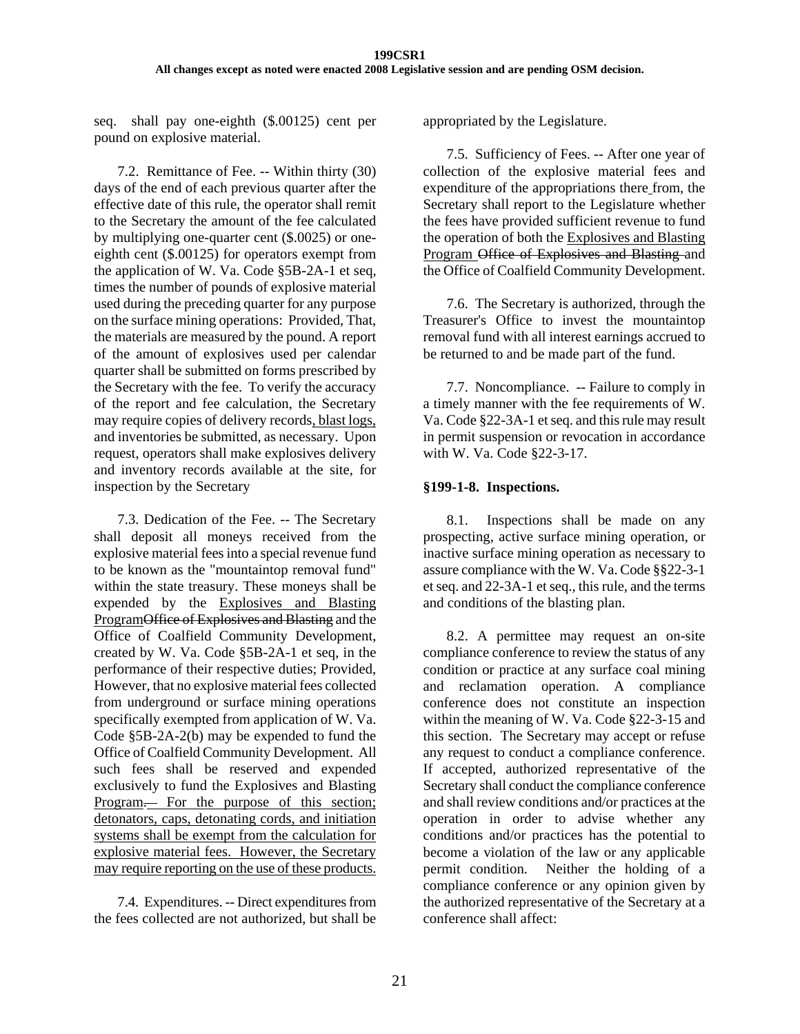seq. shall pay one-eighth (\$.00125) cent per pound on explosive material.

7.2. Remittance of Fee. -- Within thirty (30) days of the end of each previous quarter after the effective date of this rule, the operator shall remit to the Secretary the amount of the fee calculated by multiplying one-quarter cent (\$.0025) or one-eighth cent (\$.00125) for operators exempt from the application of W. Va. Code §5B-2A-1 et seq, times the number of pounds of explosive material used during the preceding quarter for any purpose on the surface mining operations: Provided, That, the materials are measured by the pound. A report of the amount of explosives used per calendar quarter shall be submitted on forms prescribed by the Secretary with the fee. To verify the accuracy of the report and fee calculation, the Secretary may require copies of delivery records, blast logs, and inventories be submitted, as necessary. Upon request, operators shall make explosives delivery and inventory records available at the site, for inspection by the Secretary

7.3. Dedication of the Fee. -- The Secretary shall deposit all moneys received from the explosive material fees into a special revenue fund to be known as the "mountaintop removal fund" within the state treasury. These moneys shall be expended by the Explosives and Blasting Program~~Office of Explosives and Blasting~~ and the Office of Coalfield Community Development, created by W. Va. Code §5B-2A-1 et seq, in the performance of their respective duties; Provided, However, that no explosive material fees collected from underground or surface mining operations specifically exempted from application of W. Va. Code §5B-2A-2(b) may be expended to fund the Office of Coalfield Community Development. All such fees shall be reserved and expended exclusively to fund the Explosives and Blasting Program~~.~~ For the purpose of this section; detonators, caps, detonating cords, and initiation systems shall be exempt from the calculation for explosive material fees. However, the Secretary may require reporting on the use of these products.

7.4. Expenditures. -- Direct expenditures from the fees collected are not authorized, but shall be appropriated by the Legislature.

7.5. Sufficiency of Fees. -- After one year of collection of the explosive material fees and expenditure of the appropriations there from, the Secretary shall report to the Legislature whether the fees have provided sufficient revenue to fund the operation of both the Explosives and Blasting Program ~~Office of Explosives and Blasting~~ and the Office of Coalfield Community Development.

7.6. The Secretary is authorized, through the Treasurer's Office to invest the mountaintop removal fund with all interest earnings accrued to be returned to and be made part of the fund.

7.7. Noncompliance. -- Failure to comply in a timely manner with the fee requirements of W. Va. Code §22-3A-1 et seq. and this rule may result in permit suspension or revocation in accordance with W. Va. Code §22-3-17.

**§199-1-8. Inspections.**

8.1. Inspections shall be made on any prospecting, active surface mining operation, or inactive surface mining operation as necessary to assure compliance with the W. Va. Code §§22-3-1 et seq. and 22-3A-1 et seq., this rule, and the terms and conditions of the blasting plan.

8.2. A permittee may request an on-site compliance conference to review the status of any condition or practice at any surface coal mining and reclamation operation. A compliance conference does not constitute an inspection within the meaning of W. Va. Code §22-3-15 and this section. The Secretary may accept or refuse any request to conduct a compliance conference. If accepted, authorized representative of the Secretary shall conduct the compliance conference and shall review conditions and/or practices at the operation in order to advise whether any conditions and/or practices has the potential to become a violation of the law or any applicable permit condition. Neither the holding of a compliance conference or any opinion given by the authorized representative of the Secretary at a conference shall affect: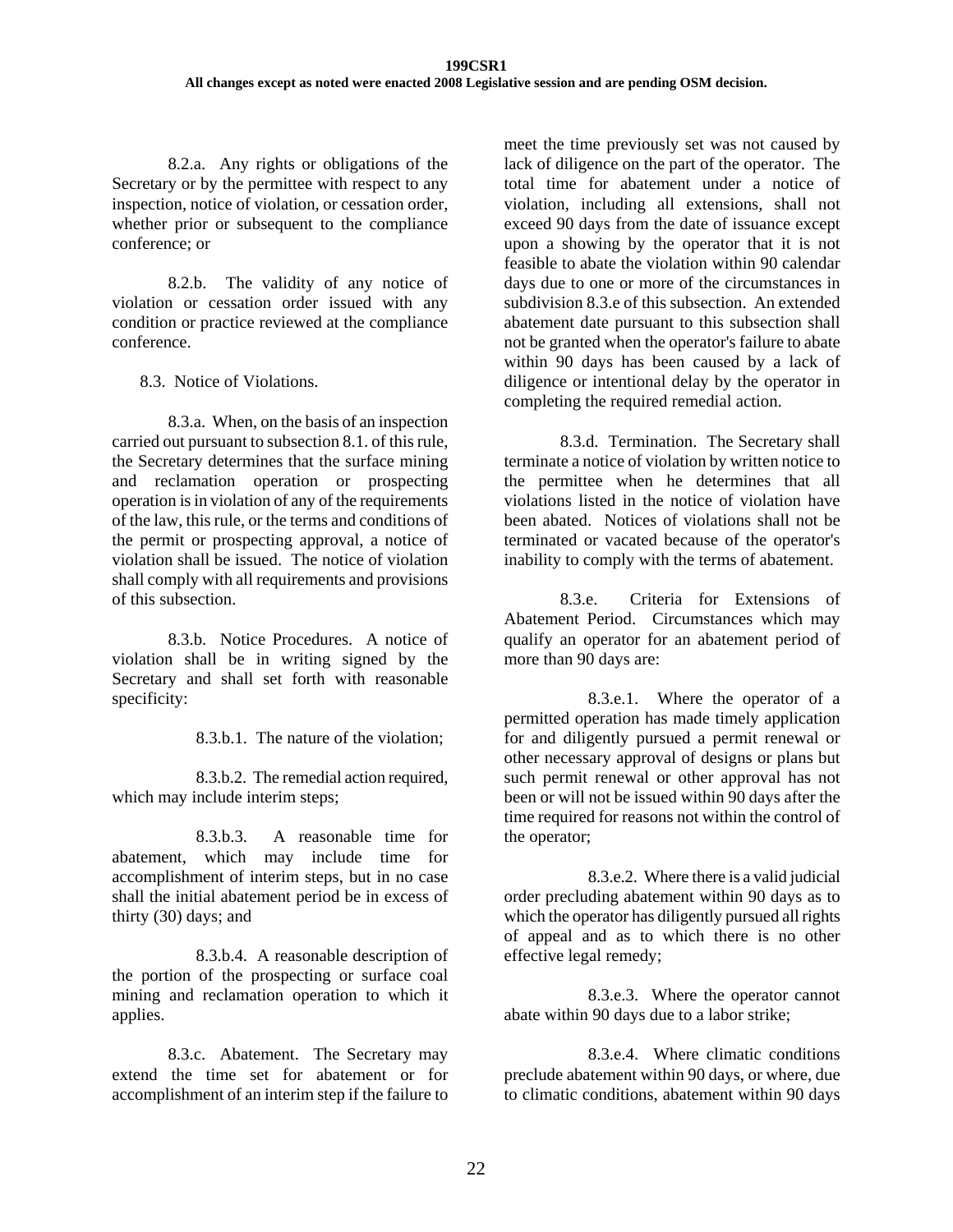8.2.a. Any rights or obligations of the Secretary or by the permittee with respect to any inspection, notice of violation, or cessation order, whether prior or subsequent to the compliance conference; or

8.2.b. The validity of any notice of violation or cessation order issued with any condition or practice reviewed at the compliance conference.

8.3. Notice of Violations.

8.3.a. When, on the basis of an inspection carried out pursuant to subsection 8.1. of this rule, the Secretary determines that the surface mining and reclamation operation or prospecting operation is in violation of any of the requirements of the law, this rule, or the terms and conditions of the permit or prospecting approval, a notice of violation shall be issued. The notice of violation shall comply with all requirements and provisions of this subsection.

8.3.b. Notice Procedures. A notice of violation shall be in writing signed by the Secretary and shall set forth with reasonable specificity:

8.3.b.1. The nature of the violation;

8.3.b.2. The remedial action required, which may include interim steps;

8.3.b.3. A reasonable time for abatement, which may include time for accomplishment of interim steps, but in no case shall the initial abatement period be in excess of thirty (30) days; and

8.3.b.4. A reasonable description of the portion of the prospecting or surface coal mining and reclamation operation to which it applies.

8.3.c. Abatement. The Secretary may extend the time set for abatement or for accomplishment of an interim step if the failure to meet the time previously set was not caused by lack of diligence on the part of the operator. The total time for abatement under a notice of violation, including all extensions, shall not exceed 90 days from the date of issuance except upon a showing by the operator that it is not feasible to abate the violation within 90 calendar days due to one or more of the circumstances in subdivision 8.3.e of this subsection. An extended abatement date pursuant to this subsection shall not be granted when the operator's failure to abate within 90 days has been caused by a lack of diligence or intentional delay by the operator in completing the required remedial action.

8.3.d. Termination. The Secretary shall terminate a notice of violation by written notice to the permittee when he determines that all violations listed in the notice of violation have been abated. Notices of violations shall not be terminated or vacated because of the operator's inability to comply with the terms of abatement.

8.3.e. Criteria for Extensions of Abatement Period. Circumstances which may qualify an operator for an abatement period of more than 90 days are:

8.3.e.1. Where the operator of a permitted operation has made timely application for and diligently pursued a permit renewal or other necessary approval of designs or plans but such permit renewal or other approval has not been or will not be issued within 90 days after the time required for reasons not within the control of the operator;

8.3.e.2. Where there is a valid judicial order precluding abatement within 90 days as to which the operator has diligently pursued all rights of appeal and as to which there is no other effective legal remedy;

8.3.e.3. Where the operator cannot abate within 90 days due to a labor strike;

8.3.e.4. Where climatic conditions preclude abatement within 90 days, or where, due to climatic conditions, abatement within 90 days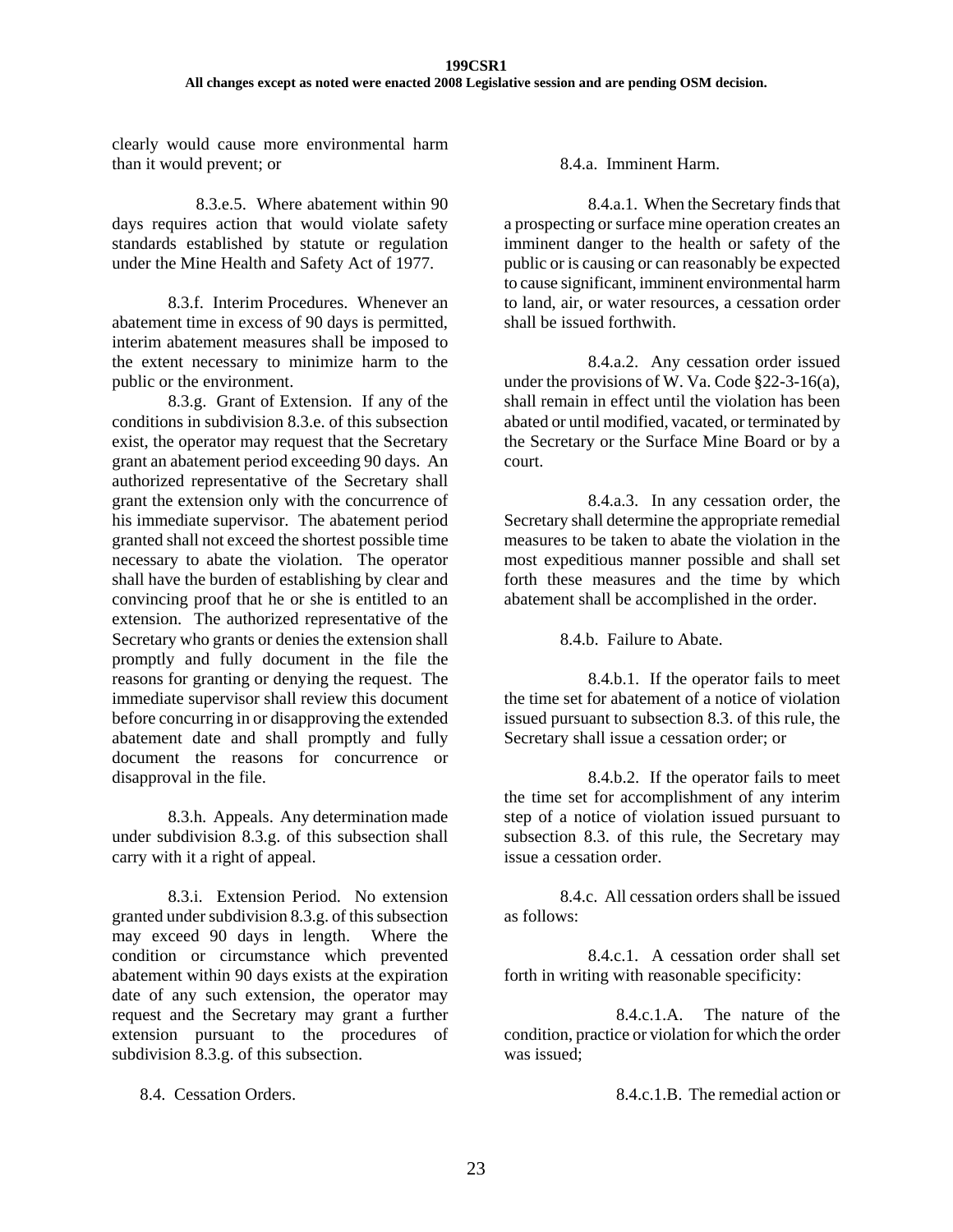clearly would cause more environmental harm than it would prevent; or

8.3.e.5. Where abatement within 90 days requires action that would violate safety standards established by statute or regulation under the Mine Health and Safety Act of 1977.

8.3.f. Interim Procedures. Whenever an abatement time in excess of 90 days is permitted, interim abatement measures shall be imposed to the extent necessary to minimize harm to the public or the environment.

8.3.g. Grant of Extension. If any of the conditions in subdivision 8.3.e. of this subsection exist, the operator may request that the Secretary grant an abatement period exceeding 90 days. An authorized representative of the Secretary shall grant the extension only with the concurrence of his immediate supervisor. The abatement period granted shall not exceed the shortest possible time necessary to abate the violation. The operator shall have the burden of establishing by clear and convincing proof that he or she is entitled to an extension. The authorized representative of the Secretary who grants or denies the extension shall promptly and fully document in the file the reasons for granting or denying the request. The immediate supervisor shall review this document before concurring in or disapproving the extended abatement date and shall promptly and fully document the reasons for concurrence or disapproval in the file.

8.3.h. Appeals. Any determination made under subdivision 8.3.g. of this subsection shall carry with it a right of appeal.

8.3.i. Extension Period. No extension granted under subdivision 8.3.g. of this subsection may exceed 90 days in length. Where the condition or circumstance which prevented abatement within 90 days exists at the expiration date of any such extension, the operator may request and the Secretary may grant a further extension pursuant to the procedures of subdivision 8.3.g. of this subsection.

8.4. Cessation Orders.

8.4.a. Imminent Harm.

8.4.a.1. When the Secretary finds that a prospecting or surface mine operation creates an imminent danger to the health or safety of the public or is causing or can reasonably be expected to cause significant, imminent environmental harm to land, air, or water resources, a cessation order shall be issued forthwith.

8.4.a.2. Any cessation order issued under the provisions of W. Va. Code §22-3-16(a), shall remain in effect until the violation has been abated or until modified, vacated, or terminated by the Secretary or the Surface Mine Board or by a court.

8.4.a.3. In any cessation order, the Secretary shall determine the appropriate remedial measures to be taken to abate the violation in the most expeditious manner possible and shall set forth these measures and the time by which abatement shall be accomplished in the order.

8.4.b. Failure to Abate.

8.4.b.1. If the operator fails to meet the time set for abatement of a notice of violation issued pursuant to subsection 8.3. of this rule, the Secretary shall issue a cessation order; or

8.4.b.2. If the operator fails to meet the time set for accomplishment of any interim step of a notice of violation issued pursuant to subsection 8.3. of this rule, the Secretary may issue a cessation order.

8.4.c. All cessation orders shall be issued as follows:

8.4.c.1. A cessation order shall set forth in writing with reasonable specificity:

8.4.c.1.A. The nature of the condition, practice or violation for which the order was issued;

8.4.c.1.B. The remedial action or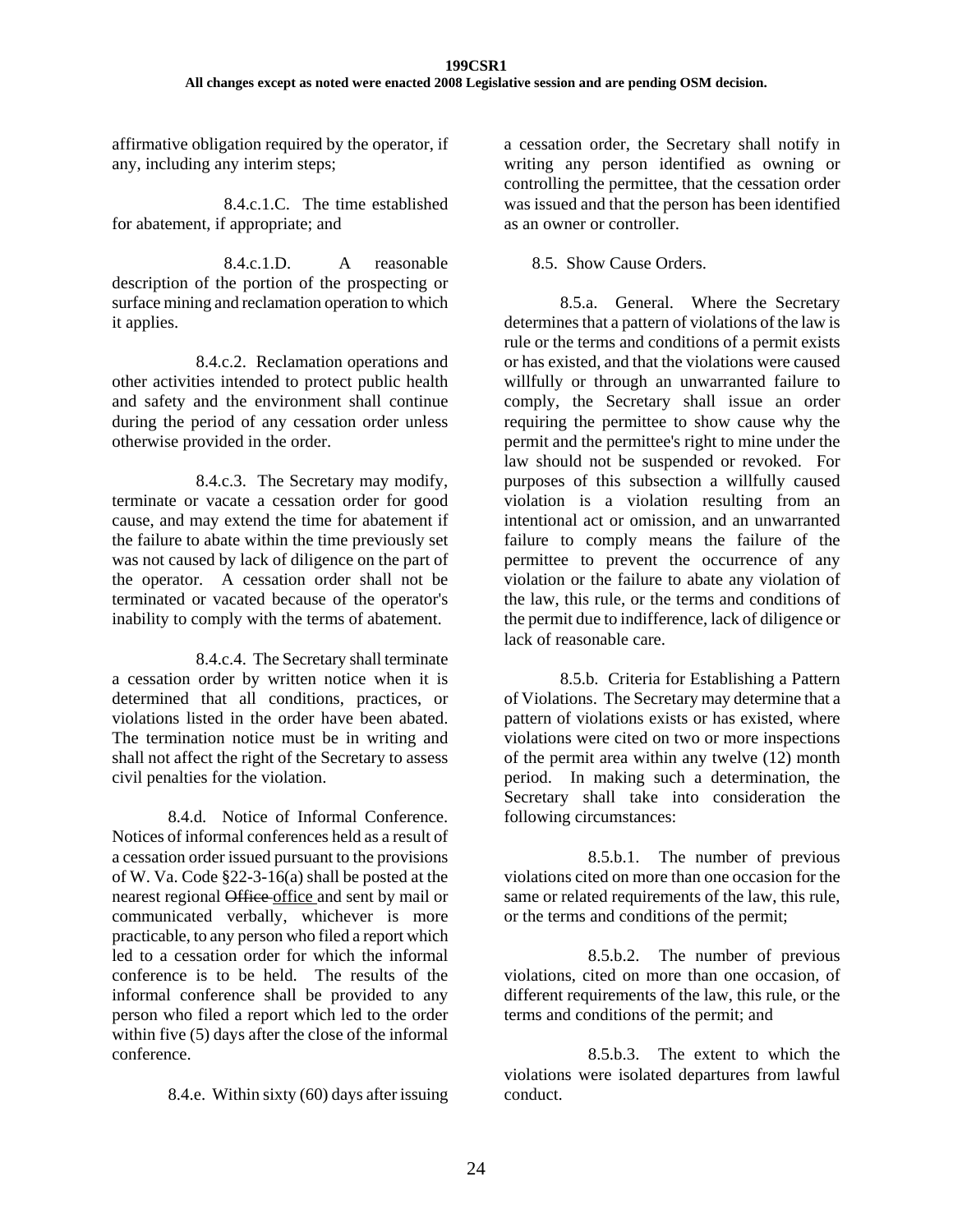affirmative obligation required by the operator, if any, including any interim steps;

8.4.c.1.C. The time established for abatement, if appropriate; and

8.4.c.1.D. A reasonable description of the portion of the prospecting or surface mining and reclamation operation to which it applies.

8.4.c.2. Reclamation operations and other activities intended to protect public health and safety and the environment shall continue during the period of any cessation order unless otherwise provided in the order.

8.4.c.3. The Secretary may modify, terminate or vacate a cessation order for good cause, and may extend the time for abatement if the failure to abate within the time previously set was not caused by lack of diligence on the part of the operator. A cessation order shall not be terminated or vacated because of the operator's inability to comply with the terms of abatement.

8.4.c.4. The Secretary shall terminate a cessation order by written notice when it is determined that all conditions, practices, or violations listed in the order have been abated. The termination notice must be in writing and shall not affect the right of the Secretary to assess civil penalties for the violation.

8.4.d. Notice of Informal Conference. Notices of informal conferences held as a result of a cessation order issued pursuant to the provisions of W. Va. Code §22-3-16(a) shall be posted at the nearest regional ~~Office~~ office and sent by mail or communicated verbally, whichever is more practicable, to any person who filed a report which led to a cessation order for which the informal conference is to be held. The results of the informal conference shall be provided to any person who filed a report which led to the order within five (5) days after the close of the informal conference.

8.4.e. Within sixty (60) days after issuing a cessation order, the Secretary shall notify in writing any person identified as owning or controlling the permittee, that the cessation order was issued and that the person has been identified as an owner or controller.

8.5. Show Cause Orders.

8.5.a. General. Where the Secretary determines that a pattern of violations of the law is rule or the terms and conditions of a permit exists or has existed, and that the violations were caused willfully or through an unwarranted failure to comply, the Secretary shall issue an order requiring the permittee to show cause why the permit and the permittee's right to mine under the law should not be suspended or revoked. For purposes of this subsection a willfully caused violation is a violation resulting from an intentional act or omission, and an unwarranted failure to comply means the failure of the permittee to prevent the occurrence of any violation or the failure to abate any violation of the law, this rule, or the terms and conditions of the permit due to indifference, lack of diligence or lack of reasonable care.

8.5.b. Criteria for Establishing a Pattern of Violations. The Secretary may determine that a pattern of violations exists or has existed, where violations were cited on two or more inspections of the permit area within any twelve (12) month period. In making such a determination, the Secretary shall take into consideration the following circumstances:

8.5.b.1. The number of previous violations cited on more than one occasion for the same or related requirements of the law, this rule, or the terms and conditions of the permit;

8.5.b.2. The number of previous violations, cited on more than one occasion, of different requirements of the law, this rule, or the terms and conditions of the permit; and

8.5.b.3. The extent to which the violations were isolated departures from lawful conduct.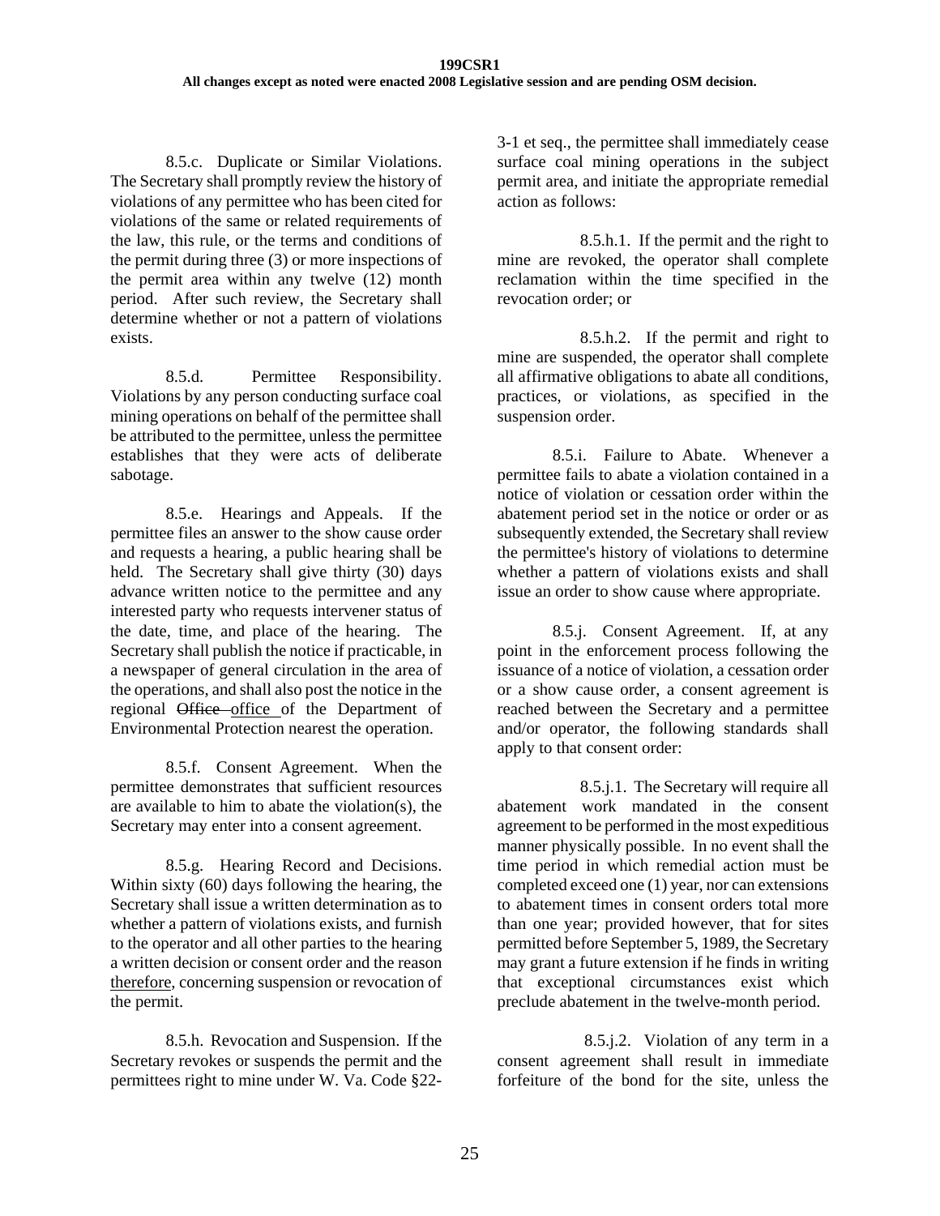8.5.c. Duplicate or Similar Violations. The Secretary shall promptly review the history of violations of any permittee who has been cited for violations of the same or related requirements of the law, this rule, or the terms and conditions of the permit during three (3) or more inspections of the permit area within any twelve (12) month period. After such review, the Secretary shall determine whether or not a pattern of violations exists.

8.5.d. Permittee Responsibility. Violations by any person conducting surface coal mining operations on behalf of the permittee shall be attributed to the permittee, unless the permittee establishes that they were acts of deliberate sabotage.

8.5.e. Hearings and Appeals. If the permittee files an answer to the show cause order and requests a hearing, a public hearing shall be held. The Secretary shall give thirty (30) days advance written notice to the permittee and any interested party who requests intervener status of the date, time, and place of the hearing. The Secretary shall publish the notice if practicable, in a newspaper of general circulation in the area of the operations, and shall also post the notice in the regional ~~Office~~ office of the Department of Environmental Protection nearest the operation.

8.5.f. Consent Agreement. When the permittee demonstrates that sufficient resources are available to him to abate the violation(s), the Secretary may enter into a consent agreement.

8.5.g. Hearing Record and Decisions. Within sixty (60) days following the hearing, the Secretary shall issue a written determination as to whether a pattern of violations exists, and furnish to the operator and all other parties to the hearing a written decision or consent order and the reason therefore, concerning suspension or revocation of the permit.

8.5.h. Revocation and Suspension. If the Secretary revokes or suspends the permit and the permittees right to mine under W. Va. Code §22-3-1 et seq., the permittee shall immediately cease surface coal mining operations in the subject permit area, and initiate the appropriate remedial action as follows:

8.5.h.1. If the permit and the right to mine are revoked, the operator shall complete reclamation within the time specified in the revocation order; or

8.5.h.2. If the permit and right to mine are suspended, the operator shall complete all affirmative obligations to abate all conditions, practices, or violations, as specified in the suspension order.

8.5.i. Failure to Abate. Whenever a permittee fails to abate a violation contained in a notice of violation or cessation order within the abatement period set in the notice or order or as subsequently extended, the Secretary shall review the permittee's history of violations to determine whether a pattern of violations exists and shall issue an order to show cause where appropriate.

8.5.j. Consent Agreement. If, at any point in the enforcement process following the issuance of a notice of violation, a cessation order or a show cause order, a consent agreement is reached between the Secretary and a permittee and/or operator, the following standards shall apply to that consent order:

8.5.j.1. The Secretary will require all abatement work mandated in the consent agreement to be performed in the most expeditious manner physically possible. In no event shall the time period in which remedial action must be completed exceed one (1) year, nor can extensions to abatement times in consent orders total more than one year; provided however, that for sites permitted before September 5, 1989, the Secretary may grant a future extension if he finds in writing that exceptional circumstances exist which preclude abatement in the twelve-month period.

8.5.j.2. Violation of any term in a consent agreement shall result in immediate forfeiture of the bond for the site, unless the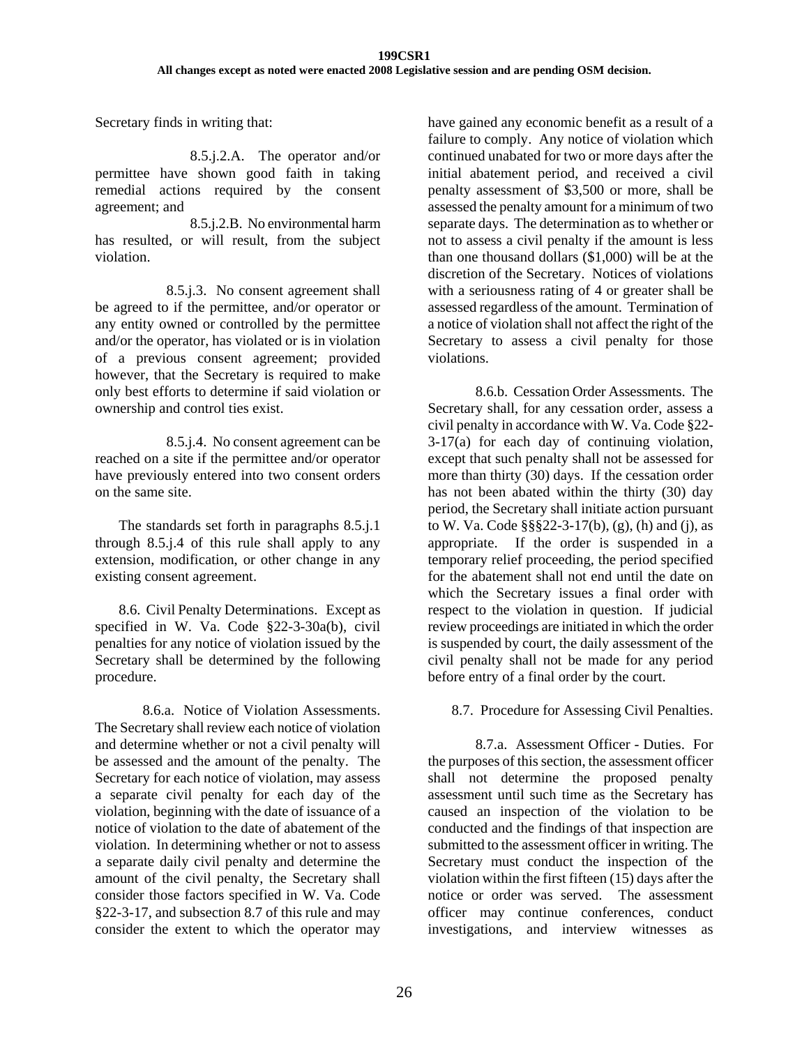Secretary finds in writing that:

8.5.j.2.A. The operator and/or permittee have shown good faith in taking remedial actions required by the consent agreement; and

8.5.j.2.B. No environmental harm has resulted, or will result, from the subject violation.

8.5.j.3. No consent agreement shall be agreed to if the permittee, and/or operator or any entity owned or controlled by the permittee and/or the operator, has violated or is in violation of a previous consent agreement; provided however, that the Secretary is required to make only best efforts to determine if said violation or ownership and control ties exist.

8.5.j.4. No consent agreement can be reached on a site if the permittee and/or operator have previously entered into two consent orders on the same site.

The standards set forth in paragraphs 8.5.j.1 through 8.5.j.4 of this rule shall apply to any extension, modification, or other change in any existing consent agreement.

8.6. Civil Penalty Determinations. Except as specified in W. Va. Code §22-3-30a(b), civil penalties for any notice of violation issued by the Secretary shall be determined by the following procedure.

8.6.a. Notice of Violation Assessments. The Secretary shall review each notice of violation and determine whether or not a civil penalty will be assessed and the amount of the penalty. The Secretary for each notice of violation, may assess a separate civil penalty for each day of the violation, beginning with the date of issuance of a notice of violation to the date of abatement of the violation. In determining whether or not to assess a separate daily civil penalty and determine the amount of the civil penalty, the Secretary shall consider those factors specified in W. Va. Code §22-3-17, and subsection 8.7 of this rule and may consider the extent to which the operator may have gained any economic benefit as a result of a failure to comply. Any notice of violation which continued unabated for two or more days after the initial abatement period, and received a civil penalty assessment of $3,500 or more, shall be assessed the penalty amount for a minimum of two separate days. The determination as to whether or not to assess a civil penalty if the amount is less than one thousand dollars ($1,000) will be at the discretion of the Secretary. Notices of violations with a seriousness rating of 4 or greater shall be assessed regardless of the amount. Termination of a notice of violation shall not affect the right of the Secretary to assess a civil penalty for those violations.

8.6.b. Cessation Order Assessments. The Secretary shall, for any cessation order, assess a civil penalty in accordance with W. Va. Code §22-3-17(a) for each day of continuing violation, except that such penalty shall not be assessed for more than thirty (30) days. If the cessation order has not been abated within the thirty (30) day period, the Secretary shall initiate action pursuant to W. Va. Code §§§22-3-17(b), (g), (h) and (j), as appropriate. If the order is suspended in a temporary relief proceeding, the period specified for the abatement shall not end until the date on which the Secretary issues a final order with respect to the violation in question. If judicial review proceedings are initiated in which the order is suspended by court, the daily assessment of the civil penalty shall not be made for any period before entry of a final order by the court.

8.7. Procedure for Assessing Civil Penalties.

8.7.a. Assessment Officer - Duties. For the purposes of this section, the assessment officer shall not determine the proposed penalty assessment until such time as the Secretary has caused an inspection of the violation to be conducted and the findings of that inspection are submitted to the assessment officer in writing. The Secretary must conduct the inspection of the violation within the first fifteen (15) days after the notice or order was served. The assessment officer may continue conferences, conduct investigations, and interview witnesses as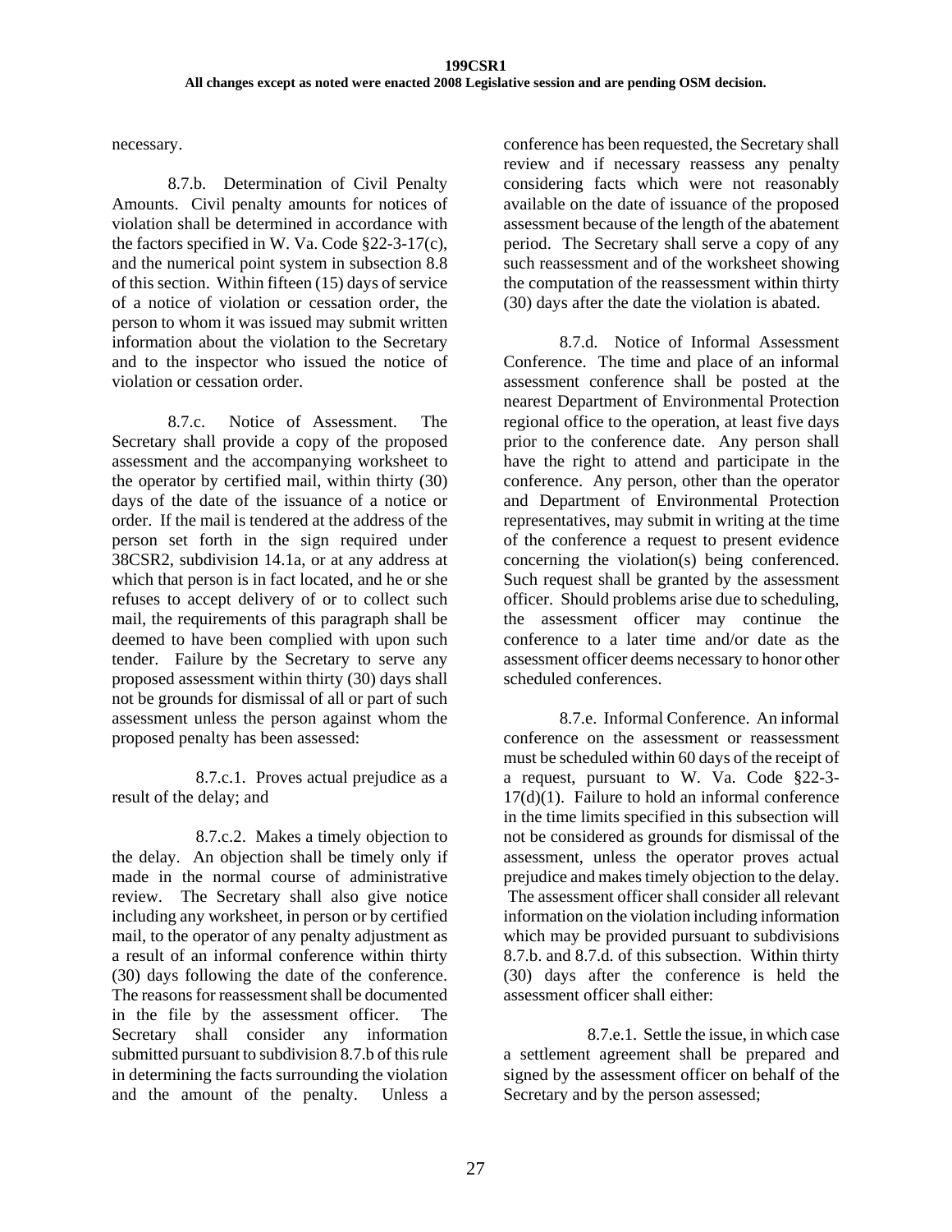necessary.

8.7.b. Determination of Civil Penalty Amounts. Civil penalty amounts for notices of violation shall be determined in accordance with the factors specified in W. Va. Code §22-3-17(c), and the numerical point system in subsection 8.8 of this section. Within fifteen (15) days of service of a notice of violation or cessation order, the person to whom it was issued may submit written information about the violation to the Secretary and to the inspector who issued the notice of violation or cessation order.

8.7.c. Notice of Assessment. The Secretary shall provide a copy of the proposed assessment and the accompanying worksheet to the operator by certified mail, within thirty (30) days of the date of the issuance of a notice or order. If the mail is tendered at the address of the person set forth in the sign required under 38CSR2, subdivision 14.1a, or at any address at which that person is in fact located, and he or she refuses to accept delivery of or to collect such mail, the requirements of this paragraph shall be deemed to have been complied with upon such tender. Failure by the Secretary to serve any proposed assessment within thirty (30) days shall not be grounds for dismissal of all or part of such assessment unless the person against whom the proposed penalty has been assessed:

8.7.c.1. Proves actual prejudice as a result of the delay; and

8.7.c.2. Makes a timely objection to the delay. An objection shall be timely only if made in the normal course of administrative review. The Secretary shall also give notice including any worksheet, in person or by certified mail, to the operator of any penalty adjustment as a result of an informal conference within thirty (30) days following the date of the conference. The reasons for reassessment shall be documented in the file by the assessment officer. The Secretary shall consider any information submitted pursuant to subdivision 8.7.b of this rule in determining the facts surrounding the violation and the amount of the penalty. Unless a conference has been requested, the Secretary shall review and if necessary reassess any penalty considering facts which were not reasonably available on the date of issuance of the proposed assessment because of the length of the abatement period. The Secretary shall serve a copy of any such reassessment and of the worksheet showing the computation of the reassessment within thirty (30) days after the date the violation is abated.

8.7.d. Notice of Informal Assessment Conference. The time and place of an informal assessment conference shall be posted at the nearest Department of Environmental Protection regional office to the operation, at least five days prior to the conference date. Any person shall have the right to attend and participate in the conference. Any person, other than the operator and Department of Environmental Protection representatives, may submit in writing at the time of the conference a request to present evidence concerning the violation(s) being conferenced. Such request shall be granted by the assessment officer. Should problems arise due to scheduling, the assessment officer may continue the conference to a later time and/or date as the assessment officer deems necessary to honor other scheduled conferences.

8.7.e. Informal Conference. An informal conference on the assessment or reassessment must be scheduled within 60 days of the receipt of a request, pursuant to W. Va. Code §22-3-17(d)(1). Failure to hold an informal conference in the time limits specified in this subsection will not be considered as grounds for dismissal of the assessment, unless the operator proves actual prejudice and makes timely objection to the delay. The assessment officer shall consider all relevant information on the violation including information which may be provided pursuant to subdivisions 8.7.b. and 8.7.d. of this subsection. Within thirty (30) days after the conference is held the assessment officer shall either:

8.7.e.1. Settle the issue, in which case a settlement agreement shall be prepared and signed by the assessment officer on behalf of the Secretary and by the person assessed;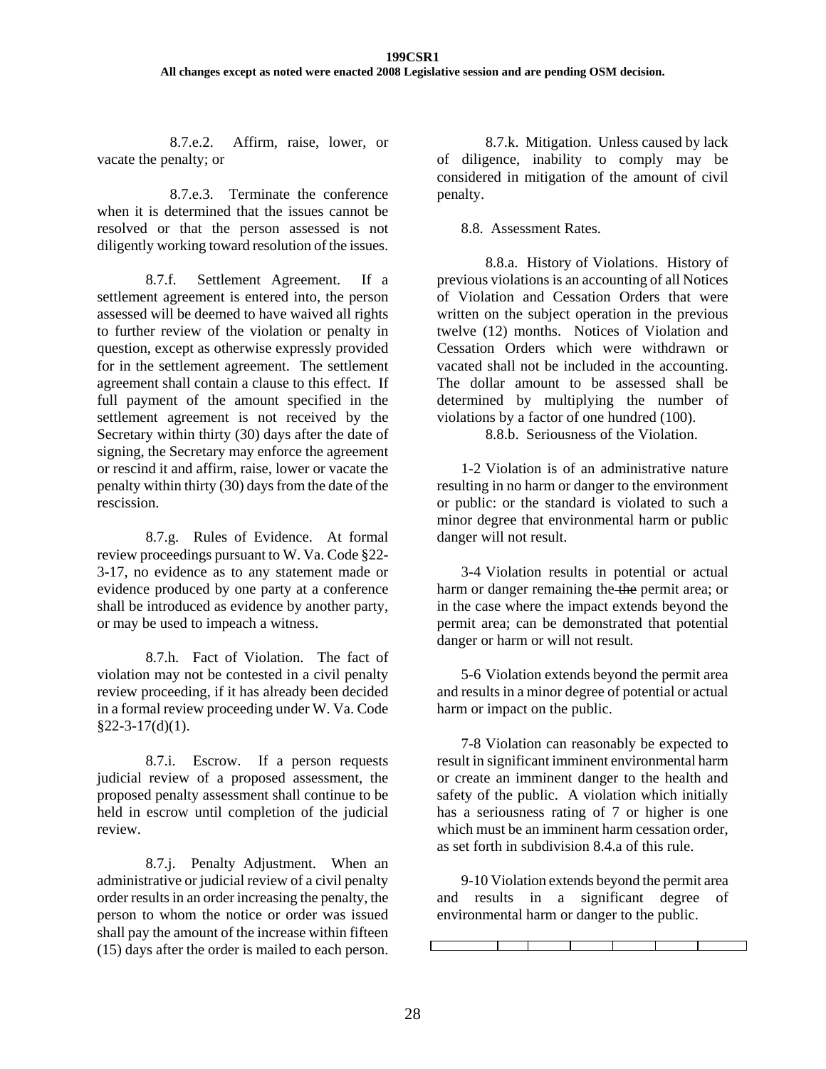8.7.e.2. Affirm, raise, lower, or vacate the penalty; or

8.7.e.3. Terminate the conference when it is determined that the issues cannot be resolved or that the person assessed is not diligently working toward resolution of the issues.

8.7.f. Settlement Agreement. If a settlement agreement is entered into, the person assessed will be deemed to have waived all rights to further review of the violation or penalty in question, except as otherwise expressly provided for in the settlement agreement. The settlement agreement shall contain a clause to this effect. If full payment of the amount specified in the settlement agreement is not received by the Secretary within thirty (30) days after the date of signing, the Secretary may enforce the agreement or rescind it and affirm, raise, lower or vacate the penalty within thirty (30) days from the date of the rescission.

8.7.g. Rules of Evidence. At formal review proceedings pursuant to W. Va. Code §22-3-17, no evidence as to any statement made or evidence produced by one party at a conference shall be introduced as evidence by another party, or may be used to impeach a witness.

8.7.h. Fact of Violation. The fact of violation may not be contested in a civil penalty review proceeding, if it has already been decided in a formal review proceeding under W. Va. Code §22-3-17(d)(1).

8.7.i. Escrow. If a person requests judicial review of a proposed assessment, the proposed penalty assessment shall continue to be held in escrow until completion of the judicial review.

8.7.j. Penalty Adjustment. When an administrative or judicial review of a civil penalty order results in an order increasing the penalty, the person to whom the notice or order was issued shall pay the amount of the increase within fifteen (15) days after the order is mailed to each person.

8.7.k. Mitigation. Unless caused by lack of diligence, inability to comply may be considered in mitigation of the amount of civil penalty.

8.8. Assessment Rates.

8.8.a. History of Violations. History of previous violations is an accounting of all Notices of Violation and Cessation Orders that were written on the subject operation in the previous twelve (12) months. Notices of Violation and Cessation Orders which were withdrawn or vacated shall not be included in the accounting. The dollar amount to be assessed shall be determined by multiplying the number of violations by a factor of one hundred (100).

8.8.b. Seriousness of the Violation.

1-2 Violation is of an administrative nature resulting in no harm or danger to the environment or public: or the standard is violated to such a minor degree that environmental harm or public danger will not result.

3-4 Violation results in potential or actual harm or danger remaining the ~~the~~ permit area; or in the case where the impact extends beyond the permit area; can be demonstrated that potential danger or harm or will not result.

5-6 Violation extends beyond the permit area and results in a minor degree of potential or actual harm or impact on the public.

7-8 Violation can reasonably be expected to result in significant imminent environmental harm or create an imminent danger to the health and safety of the public. A violation which initially has a seriousness rating of 7 or higher is one which must be an imminent harm cessation order, as set forth in subdivision 8.4.a of this rule.

9-10 Violation extends beyond the permit area and results in a significant degree of environmental harm or danger to the public.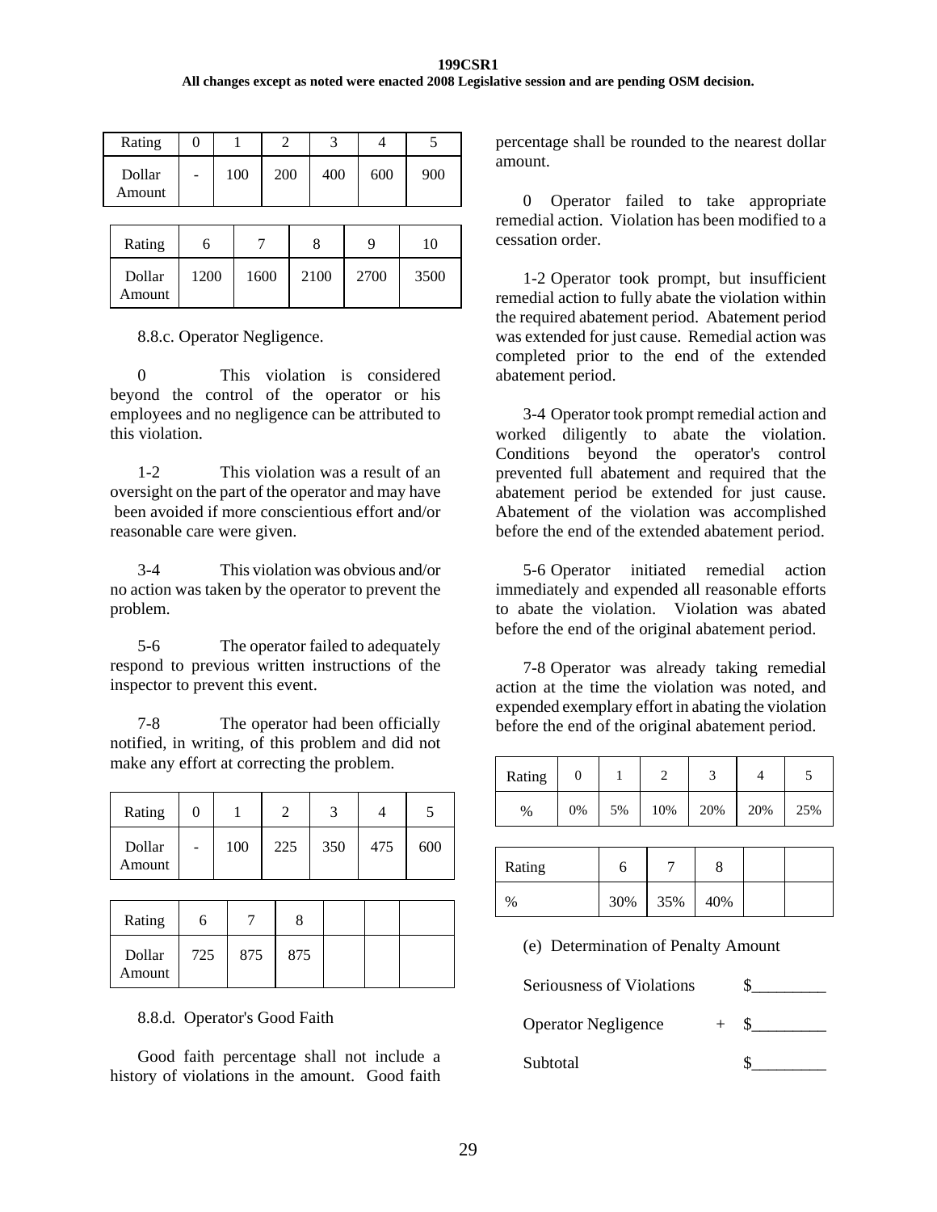| Rating | 0 | 1 | 2 | 3 | 4 | 5 |
|---|---|---|---|---|---|---|
| Dollar Amount | - | 100 | 200 | 400 | 600 | 900 |

| Rating | 6 | 7 | 8 | 9 | 10 |
|---|---|---|---|---|---|
| Dollar Amount | 1200 | 1600 | 2100 | 2700 | 3500 |

8.8.c. Operator Negligence.

0 This violation is considered beyond the control of the operator or his employees and no negligence can be attributed to this violation.

1-2 This violation was a result of an oversight on the part of the operator and may have been avoided if more conscientious effort and/or reasonable care were given.

3-4 This violation was obvious and/or no action was taken by the operator to prevent the problem.

5-6 The operator failed to adequately respond to previous written instructions of the inspector to prevent this event.

7-8 The operator had been officially notified, in writing, of this problem and did not make any effort at correcting the problem.

| Rating | 0 | 1 | 2 | 3 | 4 | 5 |
|---|---|---|---|---|---|---|
| Dollar Amount | - | 100 | 225 | 350 | 475 | 600 |

| Rating | 6 | 7 | 8 | | | |
|---|---|---|---|---|---|---|
| Dollar Amount | 725 | 875 | 875 | | | |

8.8.d. Operator's Good Faith

Good faith percentage shall not include a history of violations in the amount. Good faith percentage shall be rounded to the nearest dollar amount.

0 Operator failed to take appropriate remedial action. Violation has been modified to a cessation order.

1-2 Operator took prompt, but insufficient remedial action to fully abate the violation within the required abatement period. Abatement period was extended for just cause. Remedial action was completed prior to the end of the extended abatement period.

3-4 Operator took prompt remedial action and worked diligently to abate the violation. Conditions beyond the operator's control prevented full abatement and required that the abatement period be extended for just cause. Abatement of the violation was accomplished before the end of the extended abatement period.

5-6 Operator initiated remedial action immediately and expended all reasonable efforts to abate the violation. Violation was abated before the end of the original abatement period.

7-8 Operator was already taking remedial action at the time the violation was noted, and expended exemplary effort in abating the violation before the end of the original abatement period.

| Rating | 0 | 1 | 2 | 3 | 4 | 5 |
|---|---|---|---|---|---|---|
| % | 0% | 5% | 10% | 20% | 20% | 25% |

| Rating | 6 | 7 | 8 | | |
|---|---|---|---|---|---|
| % | 30% | 35% | 40% | | |

(e) Determination of Penalty Amount

| | | |
|---|---|---|
| Seriousness of Violations | | $_________ |
| Operator Negligence | + | $_________ |
| Subtotal | | $_________ |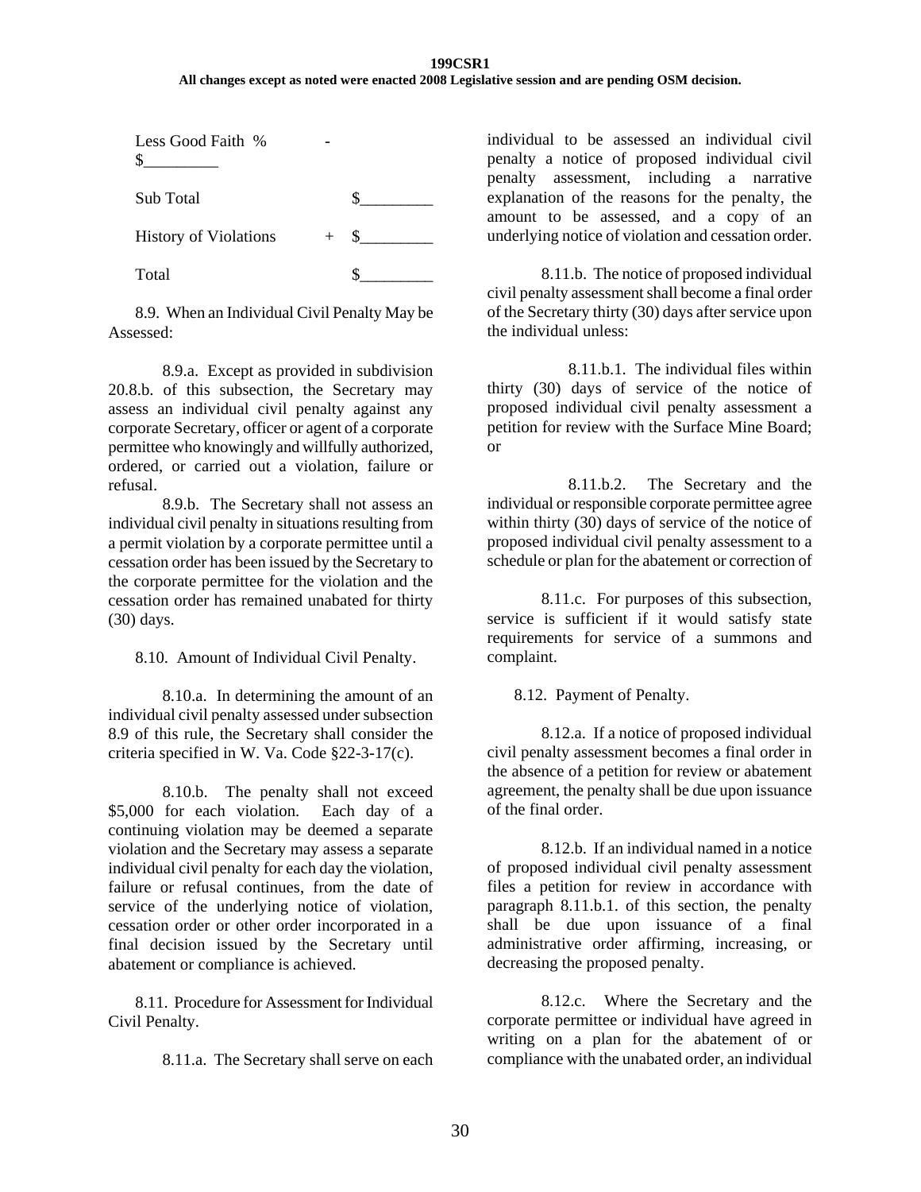| | | |
|---|---|---|
| Less Good Faith % | - | $_________ |
| Sub Total | | $_________ |
| History of Violations | + | $_________ |
| Total | | $_________ |

8.9. When an Individual Civil Penalty May be Assessed:

8.9.a. Except as provided in subdivision 20.8.b. of this subsection, the Secretary may assess an individual civil penalty against any corporate Secretary, officer or agent of a corporate permittee who knowingly and willfully authorized, ordered, or carried out a violation, failure or refusal.

8.9.b. The Secretary shall not assess an individual civil penalty in situations resulting from a permit violation by a corporate permittee until a cessation order has been issued by the Secretary to the corporate permittee for the violation and the cessation order has remained unabated for thirty (30) days.

8.10. Amount of Individual Civil Penalty.

8.10.a. In determining the amount of an individual civil penalty assessed under subsection 8.9 of this rule, the Secretary shall consider the criteria specified in W. Va. Code §22-3-17(c).

8.10.b. The penalty shall not exceed $5,000 for each violation. Each day of a continuing violation may be deemed a separate violation and the Secretary may assess a separate individual civil penalty for each day the violation, failure or refusal continues, from the date of service of the underlying notice of violation, cessation order or other order incorporated in a final decision issued by the Secretary until abatement or compliance is achieved.

8.11. Procedure for Assessment for Individual Civil Penalty.

8.11.a. The Secretary shall serve on each individual to be assessed an individual civil penalty a notice of proposed individual civil penalty assessment, including a narrative explanation of the reasons for the penalty, the amount to be assessed, and a copy of an underlying notice of violation and cessation order.

8.11.b. The notice of proposed individual civil penalty assessment shall become a final order of the Secretary thirty (30) days after service upon the individual unless:

8.11.b.1. The individual files within thirty (30) days of service of the notice of proposed individual civil penalty assessment a petition for review with the Surface Mine Board; or

8.11.b.2. The Secretary and the individual or responsible corporate permittee agree within thirty (30) days of service of the notice of proposed individual civil penalty assessment to a schedule or plan for the abatement or correction of

8.11.c. For purposes of this subsection, service is sufficient if it would satisfy state requirements for service of a summons and complaint.

8.12. Payment of Penalty.

8.12.a. If a notice of proposed individual civil penalty assessment becomes a final order in the absence of a petition for review or abatement agreement, the penalty shall be due upon issuance of the final order.

8.12.b. If an individual named in a notice of proposed individual civil penalty assessment files a petition for review in accordance with paragraph 8.11.b.1. of this section, the penalty shall be due upon issuance of a final administrative order affirming, increasing, or decreasing the proposed penalty.

8.12.c. Where the Secretary and the corporate permittee or individual have agreed in writing on a plan for the abatement of or compliance with the unabated order, an individual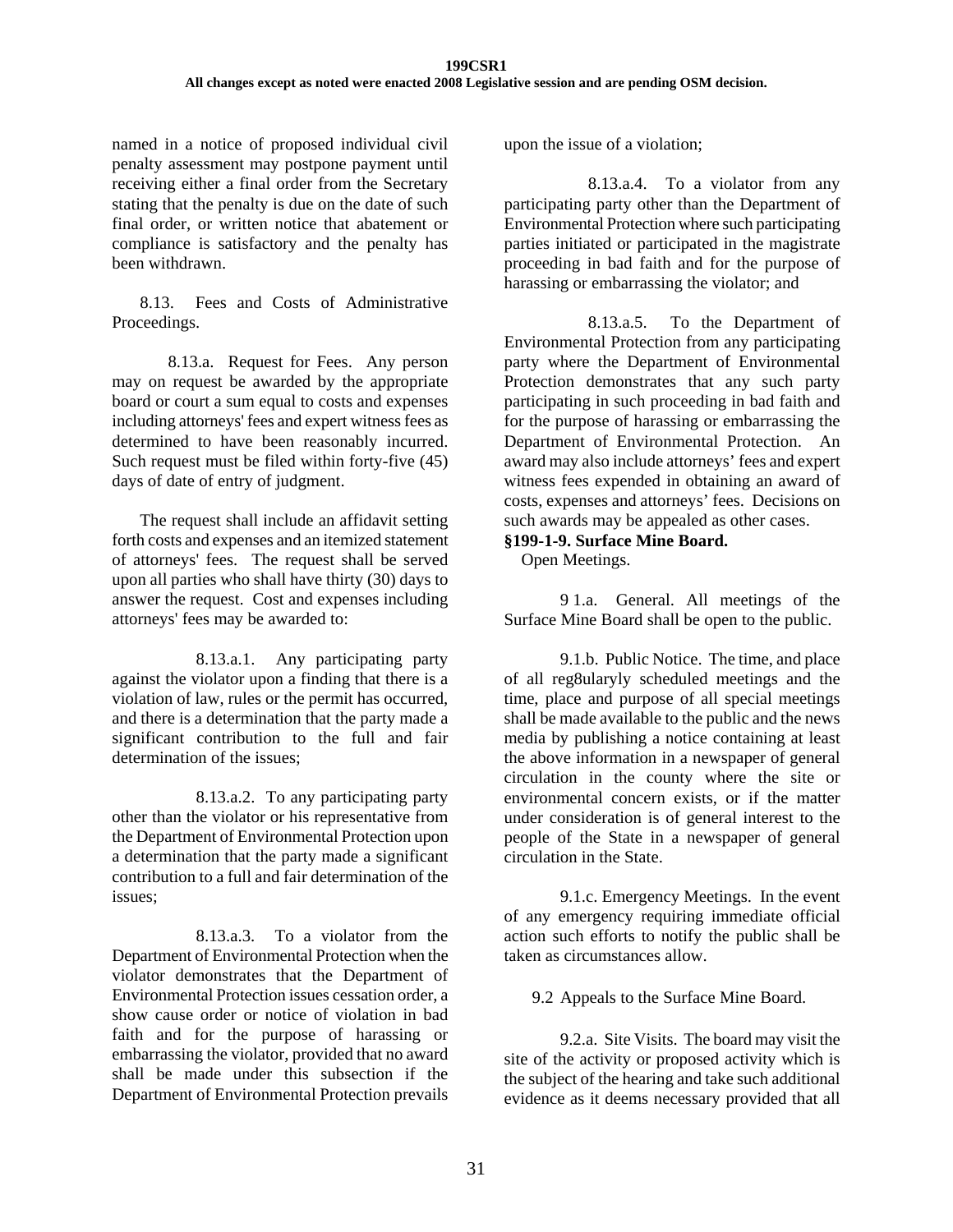named in a notice of proposed individual civil penalty assessment may postpone payment until receiving either a final order from the Secretary stating that the penalty is due on the date of such final order, or written notice that abatement or compliance is satisfactory and the penalty has been withdrawn.

8.13. Fees and Costs of Administrative Proceedings.

8.13.a. Request for Fees. Any person may on request be awarded by the appropriate board or court a sum equal to costs and expenses including attorneys' fees and expert witness fees as determined to have been reasonably incurred. Such request must be filed within forty-five (45) days of date of entry of judgment.

The request shall include an affidavit setting forth costs and expenses and an itemized statement of attorneys' fees. The request shall be served upon all parties who shall have thirty (30) days to answer the request. Cost and expenses including attorneys' fees may be awarded to:

8.13.a.1. Any participating party against the violator upon a finding that there is a violation of law, rules or the permit has occurred, and there is a determination that the party made a significant contribution to the full and fair determination of the issues;

8.13.a.2. To any participating party other than the violator or his representative from the Department of Environmental Protection upon a determination that the party made a significant contribution to a full and fair determination of the issues;

8.13.a.3. To a violator from the Department of Environmental Protection when the violator demonstrates that the Department of Environmental Protection issues cessation order, a show cause order or notice of violation in bad faith and for the purpose of harassing or embarrassing the violator, provided that no award shall be made under this subsection if the Department of Environmental Protection prevails upon the issue of a violation;

8.13.a.4. To a violator from any participating party other than the Department of Environmental Protection where such participating parties initiated or participated in the magistrate proceeding in bad faith and for the purpose of harassing or embarrassing the violator; and

8.13.a.5. To the Department of Environmental Protection from any participating party where the Department of Environmental Protection demonstrates that any such party participating in such proceeding in bad faith and for the purpose of harassing or embarrassing the Department of Environmental Protection. An award may also include attorneys' fees and expert witness fees expended in obtaining an award of costs, expenses and attorneys' fees. Decisions on such awards may be appealed as other cases.

**§199-1-9. Surface Mine Board.**

Open Meetings.

9 1.a. General. All meetings of the Surface Mine Board shall be open to the public.

9.1.b. Public Notice. The time, and place of all reg8ularyly scheduled meetings and the time, place and purpose of all special meetings shall be made available to the public and the news media by publishing a notice containing at least the above information in a newspaper of general circulation in the county where the site or environmental concern exists, or if the matter under consideration is of general interest to the people of the State in a newspaper of general circulation in the State.

9.1.c. Emergency Meetings. In the event of any emergency requiring immediate official action such efforts to notify the public shall be taken as circumstances allow.

9.2 Appeals to the Surface Mine Board.

9.2.a. Site Visits. The board may visit the site of the activity or proposed activity which is the subject of the hearing and take such additional evidence as it deems necessary provided that all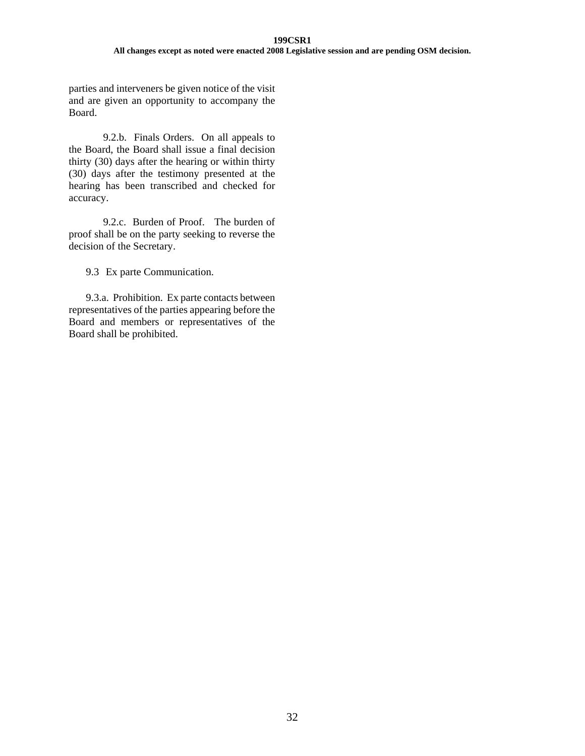parties and interveners be given notice of the visit and are given an opportunity to accompany the Board.

9.2.b. Finals Orders. On all appeals to the Board, the Board shall issue a final decision thirty (30) days after the hearing or within thirty (30) days after the testimony presented at the hearing has been transcribed and checked for accuracy.

9.2.c. Burden of Proof. The burden of proof shall be on the party seeking to reverse the decision of the Secretary.

9.3 Ex parte Communication.

9.3.a. Prohibition. Ex parte contacts between representatives of the parties appearing before the Board and members or representatives of the Board shall be prohibited.